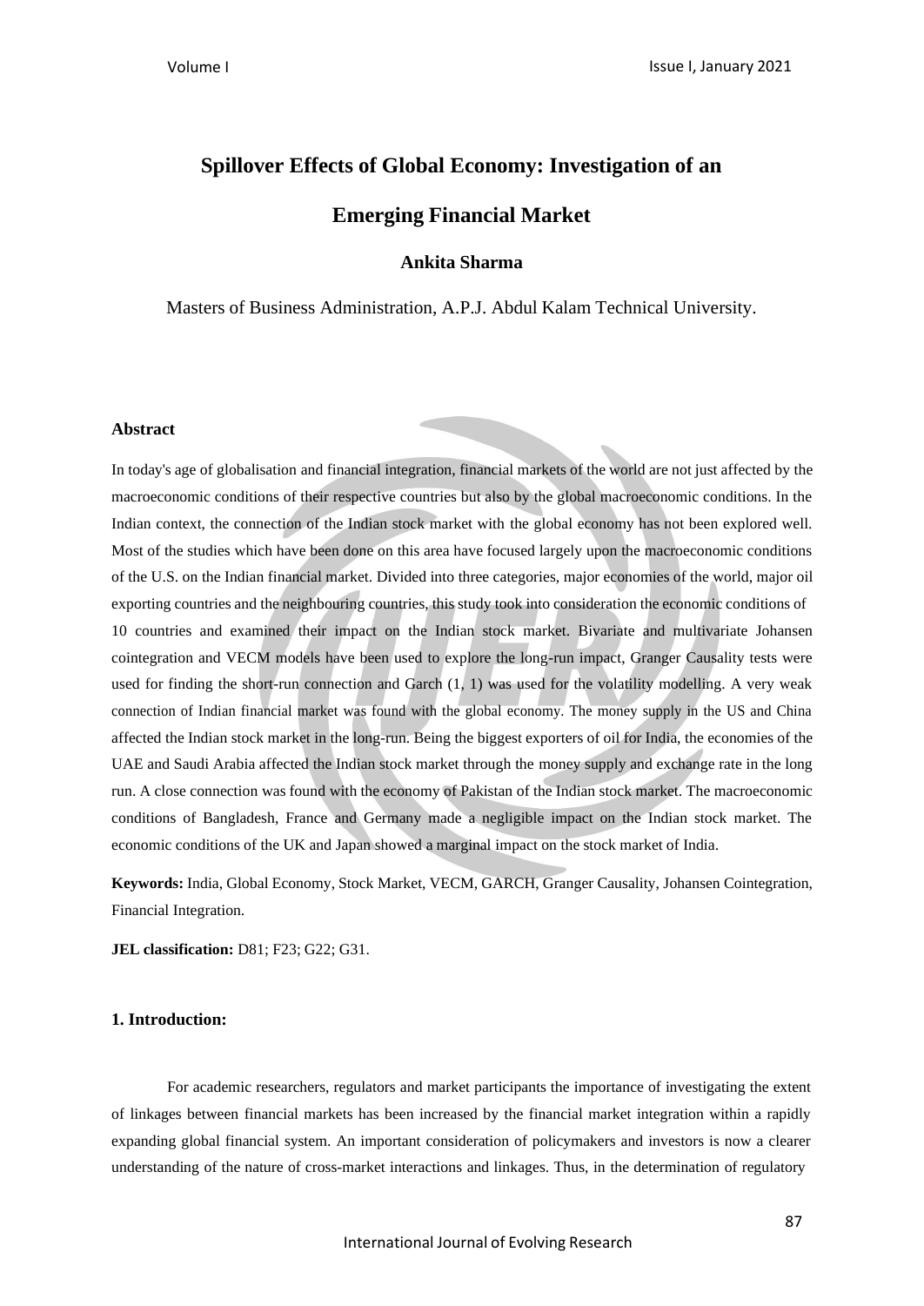# Spillover Effects of Global Economy: Investigation of an Emerging Financial Market

**Ankita Sharma**

Masters of Business Administration, A.P.J. Abdul Kalam Technical University.

## Abstract

In today's age of globalisation and financial integration, financial markets of the world are not just affected by the macroeconomic conditions of their respective countries but also by the global macroeconomic conditions. In the Indian context, the connection of the Indian stock market with the global economy has not been explored well. Most of the studies which have been done on this area have focused largely upon the macroeconomic conditions of the U.S. on the Indian financial market. Divided into three categories, major economies of the world, major oil exporting countries and the neighbouring countries, this study took into consideration the economic conditions of 10 countries and examined their impact on the Indian stock market. Bivariate and multivariate Johansen cointegration and VECM models have been used to explore the long-run impact, Granger Causality tests were used for finding the short-run connection and Garch (1, 1) was used for the volatility modelling. A very weak connection of Indian financial market was found with the global economy. The money supply in the US and China affected the Indian stock market in the long-run. Being the biggest exporters of oil for India, the economies of the UAE and Saudi Arabia affected the Indian stock market through the money supply and exchange rate in the long run. A close connection was found with the economy of Pakistan of the Indian stock market. The macroeconomic conditions of Bangladesh, France and Germany made a negligible impact on the Indian stock market. The economic conditions of the UK and Japan showed a marginal impact on the stock market of India.

**Keywords:** India, Global Economy, Stock Market, VECM, GARCH, Granger Causality, Johansen Cointegration, Financial Integration.

**JEL classification:** D81; F23; G22; G31.

## 1. Introduction:

For academic researchers, regulators and market participants the importance of investigating the extent of linkages between financial markets has been increased by the financial market integration within a rapidly expanding global financial system. An important consideration of policymakers and investors is now a clearer understanding of the nature of cross-market interactions and linkages. Thus, in the determination of regulatory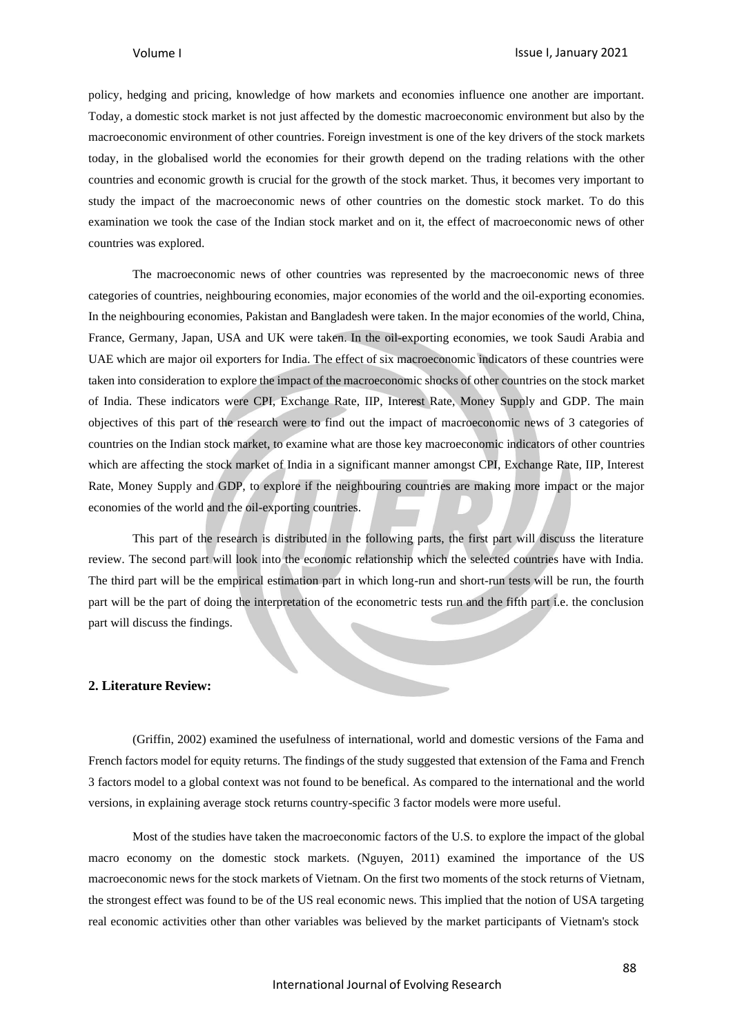policy, hedging and pricing, knowledge of how markets and economies influence one another are important. Today, a domestic stock market is not just affected by the domestic macroeconomic environment but also by the macroeconomic environment of other countries. Foreign investment is one of the key drivers of the stock markets today, in the globalised world the economies for their growth depend on the trading relations with the other countries and economic growth is crucial for the growth of the stock market. Thus, it becomes very important to study the impact of the macroeconomic news of other countries on the domestic stock market. To do this examination we took the case of the Indian stock market and on it, the effect of macroeconomic news of other countries was explored.

The macroeconomic news of other countries was represented by the macroeconomic news of three categories of countries, neighbouring economies, major economies of the world and the oil-exporting economies. In the neighbouring economies, Pakistan and Bangladesh were taken. In the major economies of the world, China, France, Germany, Japan, USA and UK were taken. In the oil-exporting economies, we took Saudi Arabia and UAE which are major oil exporters for India. The effect of six macroeconomic indicators of these countries were taken into consideration to explore the impact of the macroeconomic shocks of other countries on the stock market of India. These indicators were CPI, Exchange Rate, IIP, Interest Rate, Money Supply and GDP. The main objectives of this part of the research were to find out the impact of macroeconomic news of 3 categories of countries on the Indian stock market, to examine what are those key macroeconomic indicators of other countries which are affecting the stock market of India in a significant manner amongst CPI, Exchange Rate, IIP, Interest Rate, Money Supply and GDP, to explore if the neighbouring countries are making more impact or the major economies of the world and the oil-exporting countries.

This part of the research is distributed in the following parts, the first part will discuss the literature review. The second part will look into the economic relationship which the selected countries have with India. The third part will be the empirical estimation part in which long-run and short-run tests will be run, the fourth part will be the part of doing the interpretation of the econometric tests run and the fifth part i.e. the conclusion part will discuss the findings.

## 2. Literature Review:

(Griffin, 2002) examined the usefulness of international, world and domestic versions of the Fama and French factors model for equity returns. The findings of the study suggested that extension of the Fama and French 3 factors model to a global context was not found to be benefical. As compared to the international and the world versions, in explaining average stock returns country-specific 3 factor models were more useful.

Most of the studies have taken the macroeconomic factors of the U.S. to explore the impact of the global macro economy on the domestic stock markets. (Nguyen, 2011) examined the importance of the US macroeconomic news for the stock markets of Vietnam. On the first two moments of the stock returns of Vietnam, the strongest effect was found to be of the US real economic news. This implied that the notion of USA targeting real economic activities other than other variables was believed by the market participants of Vietnam's stock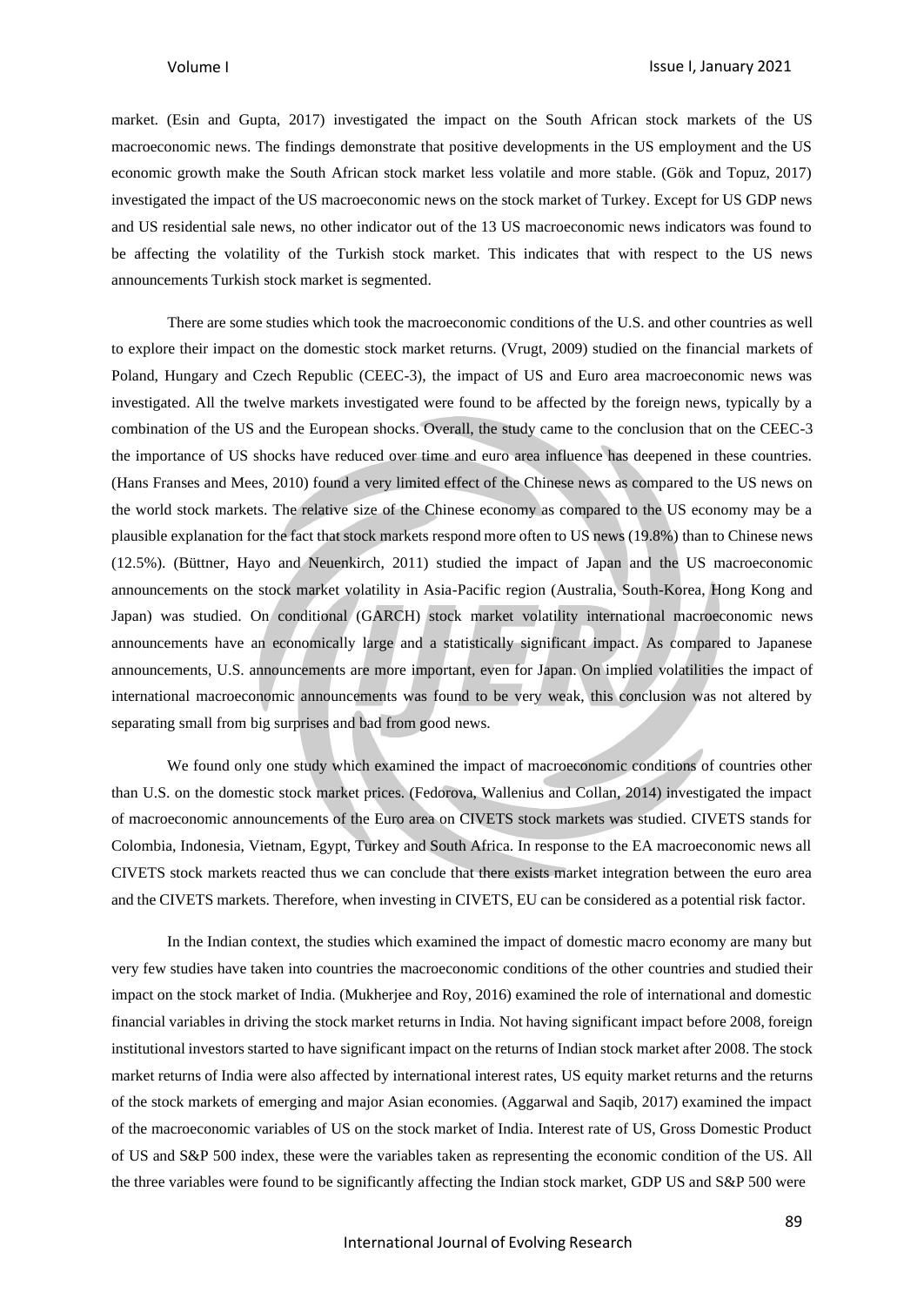market. (Esin and Gupta, 2017) investigated the impact on the South African stock markets of the US macroeconomic news. The findings demonstrate that positive developments in the US employment and the US economic growth make the South African stock market less volatile and more stable. (Gök and Topuz, 2017) investigated the impact of the US macroeconomic news on the stock market of Turkey. Except for US GDP news and US residential sale news, no other indicator out of the 13 US macroeconomic news indicators was found to be affecting the volatility of the Turkish stock market. This indicates that with respect to the US news announcements Turkish stock market is segmented.

There are some studies which took the macroeconomic conditions of the U.S. and other countries as well to explore their impact on the domestic stock market returns. (Vrugt, 2009) studied on the financial markets of Poland, Hungary and Czech Republic (CEEC-3), the impact of US and Euro area macroeconomic news was investigated. All the twelve markets investigated were found to be affected by the foreign news, typically by a combination of the US and the European shocks. Overall, the study came to the conclusion that on the CEEC-3 the importance of US shocks have reduced over time and euro area influence has deepened in these countries. (Hans Franses and Mees, 2010) found a very limited effect of the Chinese news as compared to the US news on the world stock markets. The relative size of the Chinese economy as compared to the US economy may be a plausible explanation for the fact that stock markets respond more often to US news (19.8%) than to Chinese news (12.5%). (Büttner, Hayo and Neuenkirch, 2011) studied the impact of Japan and the US macroeconomic announcements on the stock market volatility in Asia-Pacific region (Australia, South-Korea, Hong Kong and Japan) was studied. On conditional (GARCH) stock market volatility international macroeconomic news announcements have an economically large and a statistically significant impact. As compared to Japanese announcements, U.S. announcements are more important, even for Japan. On implied volatilities the impact of international macroeconomic announcements was found to be very weak, this conclusion was not altered by separating small from big surprises and bad from good news.

We found only one study which examined the impact of macroeconomic conditions of countries other than U.S. on the domestic stock market prices. (Fedorova, Wallenius and Collan, 2014) investigated the impact of macroeconomic announcements of the Euro area on CIVETS stock markets was studied. CIVETS stands for Colombia, Indonesia, Vietnam, Egypt, Turkey and South Africa. In response to the EA macroeconomic news all CIVETS stock markets reacted thus we can conclude that there exists market integration between the euro area and the CIVETS markets. Therefore, when investing in CIVETS, EU can be considered as a potential risk factor.

In the Indian context, the studies which examined the impact of domestic macro economy are many but very few studies have taken into countries the macroeconomic conditions of the other countries and studied their impact on the stock market of India. (Mukherjee and Roy, 2016) examined the role of international and domestic financial variables in driving the stock market returns in India. Not having significant impact before 2008, foreign institutional investors started to have significant impact on the returns of Indian stock market after 2008. The stock market returns of India were also affected by international interest rates, US equity market returns and the returns of the stock markets of emerging and major Asian economies. (Aggarwal and Saqib, 2017) examined the impact of the macroeconomic variables of US on the stock market of India. Interest rate of US, Gross Domestic Product of US and S&P 500 index, these were the variables taken as representing the economic condition of the US. All the three variables were found to be significantly affecting the Indian stock market, GDP US and S&P 500 were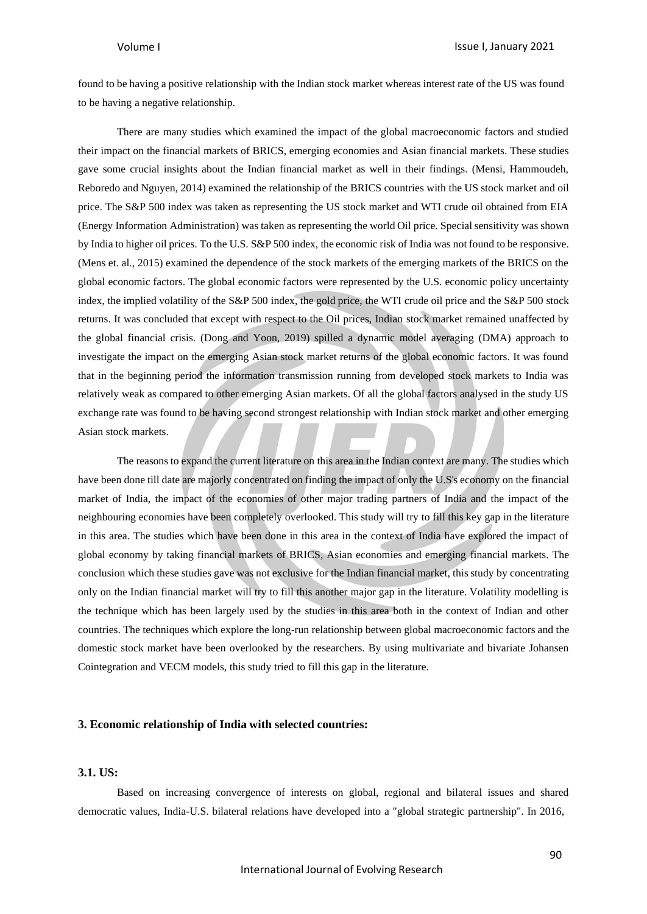found to be having a positive relationship with the Indian stock market whereas interest rate of the US was found to be having a negative relationship.

There are many studies which examined the impact of the global macroeconomic factors and studied their impact on the financial markets of BRICS, emerging economies and Asian financial markets. These studies gave some crucial insights about the Indian financial market as well in their findings. (Mensi, Hammoudeh, Reboredo and Nguyen, 2014) examined the relationship of the BRICS countries with the US stock market and oil price. The S&P 500 index was taken as representing the US stock market and WTI crude oil obtained from EIA (Energy Information Administration) was taken as representing the world Oil price. Special sensitivity was shown by India to higher oil prices. To the U.S. S&P 500 index, the economic risk of India was not found to be responsive. (Mens et. al., 2015) examined the dependence of the stock markets of the emerging markets of the BRICS on the global economic factors. The global economic factors were represented by the U.S. economic policy uncertainty index, the implied volatility of the S&P 500 index, the gold price, the WTI crude oil price and the S&P 500 stock returns. It was concluded that except with respect to the Oil prices, Indian stock market remained unaffected by the global financial crisis. (Dong and Yoon, 2019) spilled a dynamic model averaging (DMA) approach to investigate the impact on the emerging Asian stock market returns of the global economic factors. It was found that in the beginning period the information transmission running from developed stock markets to India was relatively weak as compared to other emerging Asian markets. Of all the global factors analysed in the study US exchange rate was found to be having second strongest relationship with Indian stock market and other emerging Asian stock markets.

The reasons to expand the current literature on this area in the Indian context are many. The studies which have been done till date are majorly concentrated on finding the impact of only the U.S's economy on the financial market of India, the impact of the economies of other major trading partners of India and the impact of the neighbouring economies have been completely overlooked. This study will try to fill this key gap in the literature in this area. The studies which have been done in this area in the context of India have explored the impact of global economy by taking financial markets of BRICS, Asian economies and emerging financial markets. The conclusion which these studies gave was not exclusive for the Indian financial market, this study by concentrating only on the Indian financial market will try to fill this another major gap in the literature. Volatility modelling is the technique which has been largely used by the studies in this area both in the context of Indian and other countries. The techniques which explore the long-run relationship between global macroeconomic factors and the domestic stock market have been overlooked by the researchers. By using multivariate and bivariate Johansen Cointegration and VECM models, this study tried to fill this gap in the literature.

## 3. Economic relationship of India with selected countries:

### 3.1. US:

Based on increasing convergence of interests on global, regional and bilateral issues and shared democratic values, India-U.S. bilateral relations have developed into a "global strategic partnership". In 2016,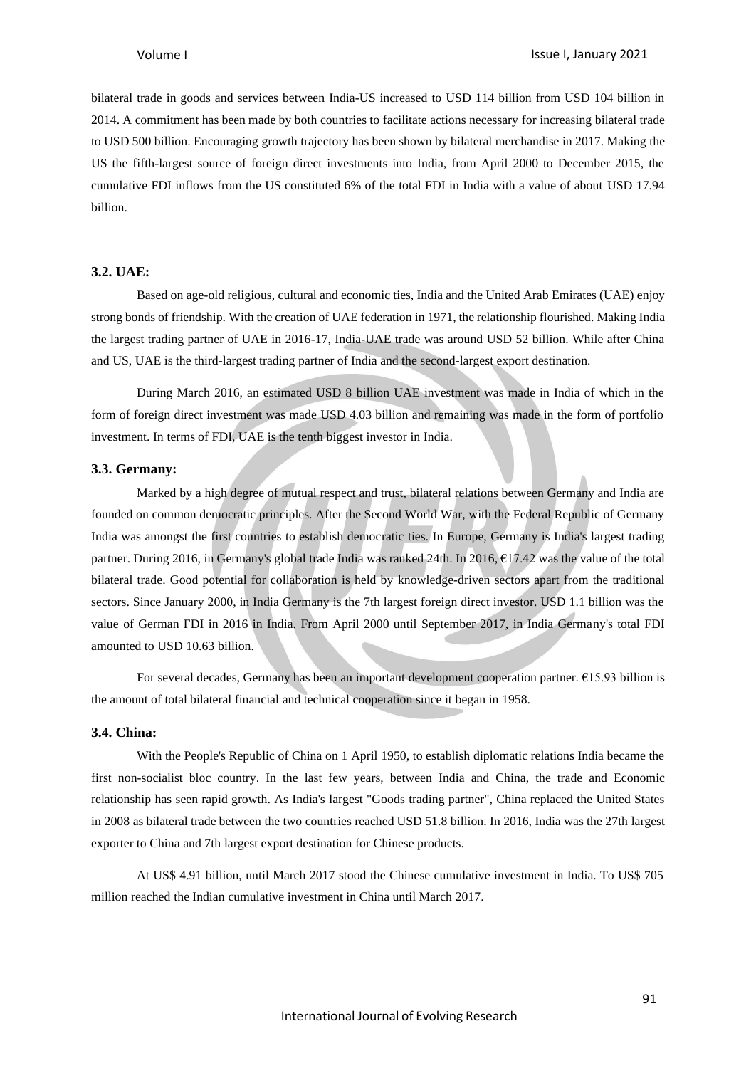bilateral trade in goods and services between India-US increased to USD 114 billion from USD 104 billion in 2014. A commitment has been made by both countries to facilitate actions necessary for increasing bilateral trade to USD 500 billion. Encouraging growth trajectory has been shown by bilateral merchandise in 2017. Making the US the fifth-largest source of foreign direct investments into India, from April 2000 to December 2015, the cumulative FDI inflows from the US constituted 6% of the total FDI in India with a value of about USD 17.94 billion.

### 3.2. UAE:

Based on age-old religious, cultural and economic ties, India and the United Arab Emirates (UAE) enjoy strong bonds of friendship. With the creation of UAE federation in 1971, the relationship flourished. Making India the largest trading partner of UAE in 2016-17, India-UAE trade was around USD 52 billion. While after China and US, UAE is the third-largest trading partner of India and the second-largest export destination.

During March 2016, an estimated USD 8 billion UAE investment was made in India of which in the form of foreign direct investment was made USD 4.03 billion and remaining was made in the form of portfolio investment. In terms of FDI, UAE is the tenth biggest investor in India.

### 3.3. Germany:

Marked by a high degree of mutual respect and trust, bilateral relations between Germany and India are founded on common democratic principles. After the Second World War, with the Federal Republic of Germany India was amongst the first countries to establish democratic ties. In Europe, Germany is India's largest trading partner. During 2016, in Germany's global trade India was ranked 24th. In 2016, €17.42 was the value of the total bilateral trade. Good potential for collaboration is held by knowledge-driven sectors apart from the traditional sectors. Since January 2000, in India Germany is the 7th largest foreign direct investor. USD 1.1 billion was the value of German FDI in 2016 in India. From April 2000 until September 2017, in India Germany's total FDI amounted to USD 10.63 billion.

For several decades, Germany has been an important development cooperation partner. €15.93 billion is the amount of total bilateral financial and technical cooperation since it began in 1958.

### 3.4. China:

With the People's Republic of China on 1 April 1950, to establish diplomatic relations India became the first non-socialist bloc country. In the last few years, between India and China, the trade and Economic relationship has seen rapid growth. As India's largest "Goods trading partner", China replaced the United States in 2008 as bilateral trade between the two countries reached USD 51.8 billion. In 2016, India was the 27th largest exporter to China and 7th largest export destination for Chinese products.

At US$ 4.91 billion, until March 2017 stood the Chinese cumulative investment in India. To US$ 705 million reached the Indian cumulative investment in China until March 2017.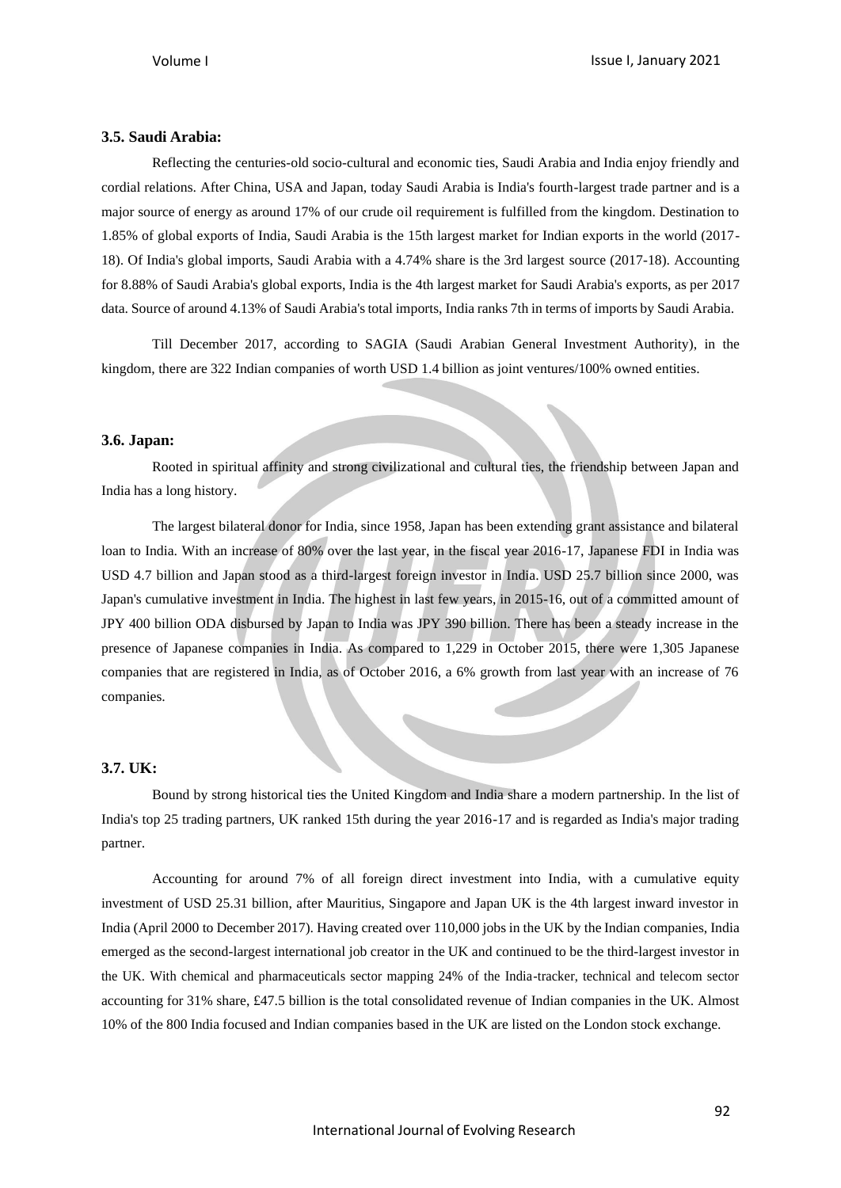### 3.5. Saudi Arabia:

Reflecting the centuries-old socio-cultural and economic ties, Saudi Arabia and India enjoy friendly and cordial relations. After China, USA and Japan, today Saudi Arabia is India's fourth-largest trade partner and is a major source of energy as around 17% of our crude oil requirement is fulfilled from the kingdom. Destination to 1.85% of global exports of India, Saudi Arabia is the 15th largest market for Indian exports in the world (2017-18). Of India's global imports, Saudi Arabia with a 4.74% share is the 3rd largest source (2017-18). Accounting for 8.88% of Saudi Arabia's global exports, India is the 4th largest market for Saudi Arabia's exports, as per 2017 data. Source of around 4.13% of Saudi Arabia's total imports, India ranks 7th in terms of imports by Saudi Arabia.

Till December 2017, according to SAGIA (Saudi Arabian General Investment Authority), in the kingdom, there are 322 Indian companies of worth USD 1.4 billion as joint ventures/100% owned entities.

### 3.6. Japan:

Rooted in spiritual affinity and strong civilizational and cultural ties, the friendship between Japan and India has a long history.

The largest bilateral donor for India, since 1958, Japan has been extending grant assistance and bilateral loan to India. With an increase of 80% over the last year, in the fiscal year 2016-17, Japanese FDI in India was USD 4.7 billion and Japan stood as a third-largest foreign investor in India. USD 25.7 billion since 2000, was Japan's cumulative investment in India. The highest in last few years, in 2015-16, out of a committed amount of JPY 400 billion ODA disbursed by Japan to India was JPY 390 billion. There has been a steady increase in the presence of Japanese companies in India. As compared to 1,229 in October 2015, there were 1,305 Japanese companies that are registered in India, as of October 2016, a 6% growth from last year with an increase of 76 companies.

### 3.7. UK:

Bound by strong historical ties the United Kingdom and India share a modern partnership. In the list of India's top 25 trading partners, UK ranked 15th during the year 2016-17 and is regarded as India's major trading partner.

Accounting for around 7% of all foreign direct investment into India, with a cumulative equity investment of USD 25.31 billion, after Mauritius, Singapore and Japan UK is the 4th largest inward investor in India (April 2000 to December 2017). Having created over 110,000 jobs in the UK by the Indian companies, India emerged as the second-largest international job creator in the UK and continued to be the third-largest investor in the UK. With chemical and pharmaceuticals sector mapping 24% of the India-tracker, technical and telecom sector accounting for 31% share, £47.5 billion is the total consolidated revenue of Indian companies in the UK. Almost 10% of the 800 India focused and Indian companies based in the UK are listed on the London stock exchange.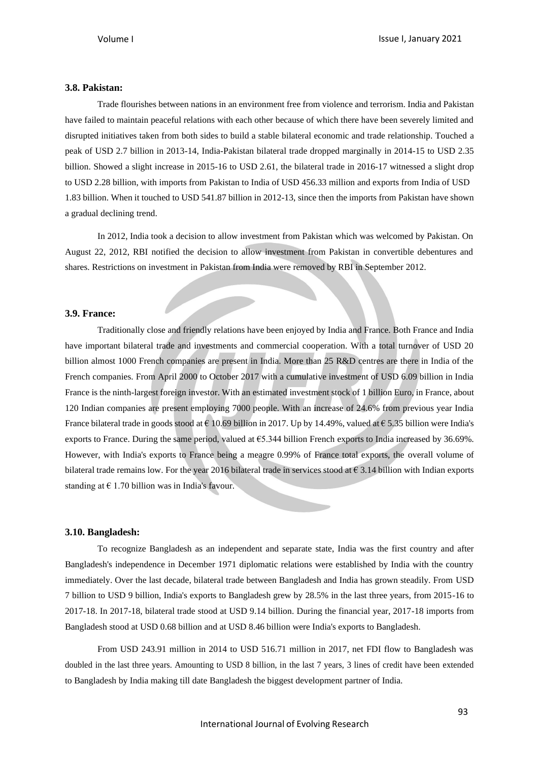### 3.8. Pakistan:

Trade flourishes between nations in an environment free from violence and terrorism. India and Pakistan have failed to maintain peaceful relations with each other because of which there have been severely limited and disrupted initiatives taken from both sides to build a stable bilateral economic and trade relationship. Touched a peak of USD 2.7 billion in 2013-14, India-Pakistan bilateral trade dropped marginally in 2014-15 to USD 2.35 billion. Showed a slight increase in 2015-16 to USD 2.61, the bilateral trade in 2016-17 witnessed a slight drop to USD 2.28 billion, with imports from Pakistan to India of USD 456.33 million and exports from India of USD 1.83 billion. When it touched to USD 541.87 billion in 2012-13, since then the imports from Pakistan have shown a gradual declining trend.

In 2012, India took a decision to allow investment from Pakistan which was welcomed by Pakistan. On August 22, 2012, RBI notified the decision to allow investment from Pakistan in convertible debentures and shares. Restrictions on investment in Pakistan from India were removed by RBI in September 2012.

### 3.9. France:

Traditionally close and friendly relations have been enjoyed by India and France. Both France and India have important bilateral trade and investments and commercial cooperation. With a total turnover of USD 20 billion almost 1000 French companies are present in India. More than 25 R&D centres are there in India of the French companies. From April 2000 to October 2017 with a cumulative investment of USD 6.09 billion in India France is the ninth-largest foreign investor. With an estimated investment stock of 1 billion Euro, in France, about 120 Indian companies are present employing 7000 people. With an increase of 24.6% from previous year India France bilateral trade in goods stood at € 10.69 billion in 2017. Up by 14.49%, valued at € 5.35 billion were India's exports to France. During the same period, valued at €5.344 billion French exports to India increased by 36.69%. However, with India's exports to France being a meagre 0.99% of France total exports, the overall volume of bilateral trade remains low. For the year 2016 bilateral trade in services stood at € 3.14 billion with Indian exports standing at € 1.70 billion was in India's favour.

### 3.10. Bangladesh:

To recognize Bangladesh as an independent and separate state, India was the first country and after Bangladesh's independence in December 1971 diplomatic relations were established by India with the country immediately. Over the last decade, bilateral trade between Bangladesh and India has grown steadily. From USD 7 billion to USD 9 billion, India's exports to Bangladesh grew by 28.5% in the last three years, from 2015-16 to 2017-18. In 2017-18, bilateral trade stood at USD 9.14 billion. During the financial year, 2017-18 imports from Bangladesh stood at USD 0.68 billion and at USD 8.46 billion were India's exports to Bangladesh.

From USD 243.91 million in 2014 to USD 516.71 million in 2017, net FDI flow to Bangladesh was doubled in the last three years. Amounting to USD 8 billion, in the last 7 years, 3 lines of credit have been extended to Bangladesh by India making till date Bangladesh the biggest development partner of India.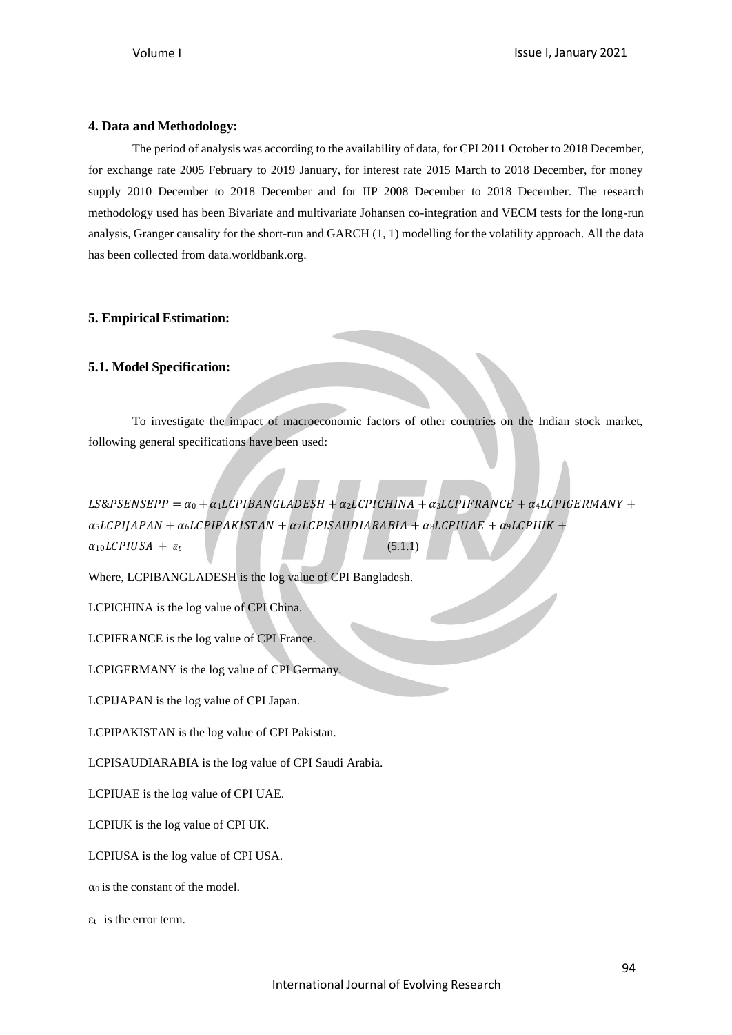## 4. Data and Methodology:

The period of analysis was according to the availability of data, for CPI 2011 October to 2018 December, for exchange rate 2005 February to 2019 January, for interest rate 2015 March to 2018 December, for money supply 2010 December to 2018 December and for IIP 2008 December to 2018 December. The research methodology used has been Bivariate and multivariate Johansen co-integration and VECM tests for the long-run analysis, Granger causality for the short-run and GARCH (1, 1) modelling for the volatility approach. All the data has been collected from data.worldbank.org.

## 5. Empirical Estimation:

### 5.1. Model Specification:

To investigate the impact of macroeconomic factors of other countries on the Indian stock market, following general specifications have been used:

$$LS\&PSENSEPP = \alpha_0 + \alpha_1 LCPIBANGLADESH + \alpha_2 LCPICHINA + \alpha_3 LCPIFRANCE + \alpha_4 LCPIGERMANY + \alpha_5 LCPIJAPAN + \alpha_6 LCPIPAKISTAN + \alpha_7 LCPISAUDIARABIA + \alpha_8 LCPIUAE + \alpha_9 LCPIUK + \alpha_{10} LCPIUSA + \varepsilon_t \quad (5.1.1)$$

Where, LCPIBANGLADESH is the log value of CPI Bangladesh.

LCPICHINA is the log value of CPI China.

LCPIFRANCE is the log value of CPI France.

LCPIGERMANY is the log value of CPI Germany.

LCPIJAPAN is the log value of CPI Japan.

LCPIPAKISTAN is the log value of CPI Pakistan.

LCPISAUDIARABIA is the log value of CPI Saudi Arabia.

LCPIUAE is the log value of CPI UAE.

LCPIUK is the log value of CPI UK.

LCPIUSA is the log value of CPI USA.

$\alpha_0$ is the constant of the model.

$\varepsilon_t$ is the error term.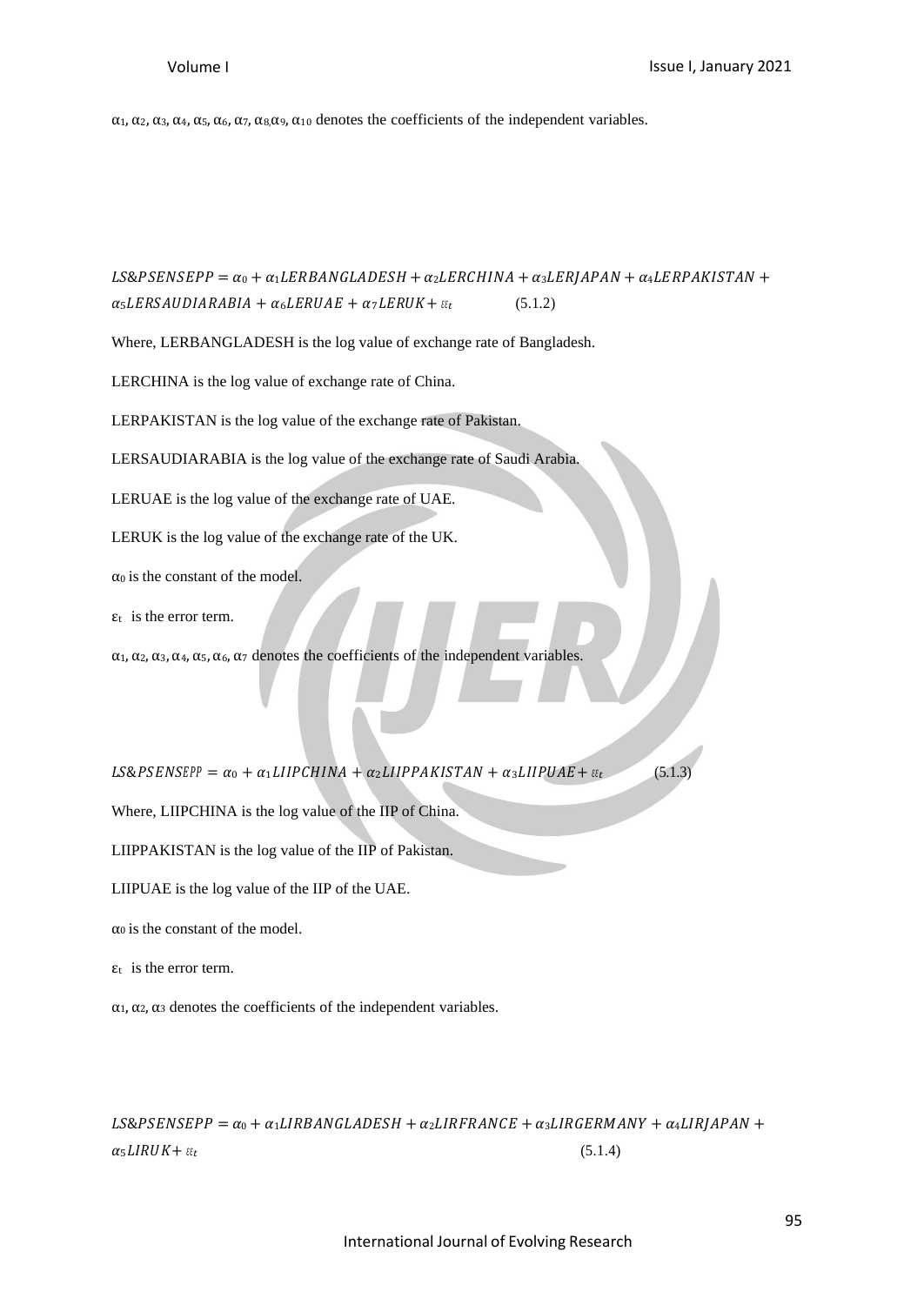$\alpha_1, \alpha_2, \alpha_3, \alpha_4, \alpha_5, \alpha_6, \alpha_7, \alpha_8 \alpha_9, \alpha_{10}$ denotes the coefficients of the independent variables.

$$LS\&PSENSEPP = \alpha_0 + \alpha_1 LERBANGLADESH + \alpha_2 LERCHINA + \alpha_3 LERJAPAN + \alpha_4 LERPAKISTAN + \alpha_5 LERSAUDIARABIA + \alpha_6 LERUAE + \alpha_7 LERUK + \varepsilon_t \quad (5.1.2)$$

Where, LERBANGLADESH is the log value of exchange rate of Bangladesh.

LERCHINA is the log value of exchange rate of China.

LERPAKISTAN is the log value of the exchange rate of Pakistan.

LERSAUDIARABIA is the log value of the exchange rate of Saudi Arabia.

LERUAE is the log value of the exchange rate of UAE.

LERUK is the log value of the exchange rate of the UK.

$\alpha_0$ is the constant of the model.

$\varepsilon_t$ is the error term.

$\alpha_1, \alpha_2, \alpha_3, \alpha_4, \alpha_5, \alpha_6, \alpha_7$ denotes the coefficients of the independent variables.

$$LS\&PSENSEPP = \alpha_0 + \alpha_1 LIIPCHINA + \alpha_2 LIIPPAKISTAN + \alpha_3 LIIPUAE + \varepsilon_t \quad (5.1.3)$$

Where, LIIPCHINA is the log value of the IIP of China.

LIIPPAKISTAN is the log value of the IIP of Pakistan.

LIIPUAE is the log value of the IIP of the UAE.

$\alpha_0$ is the constant of the model.

$\varepsilon_t$ is the error term.

$\alpha_1, \alpha_2, \alpha_3$ denotes the coefficients of the independent variables.

$$LS\&PSENSEPP = \alpha_0 + \alpha_1 LIRBANGLADESH + \alpha_2 LIRFRANCE + \alpha_3 LIRGERMANY + \alpha_4 LIRJAPAN + \alpha_5 LIRUK + \varepsilon_t \quad (5.1.4)$$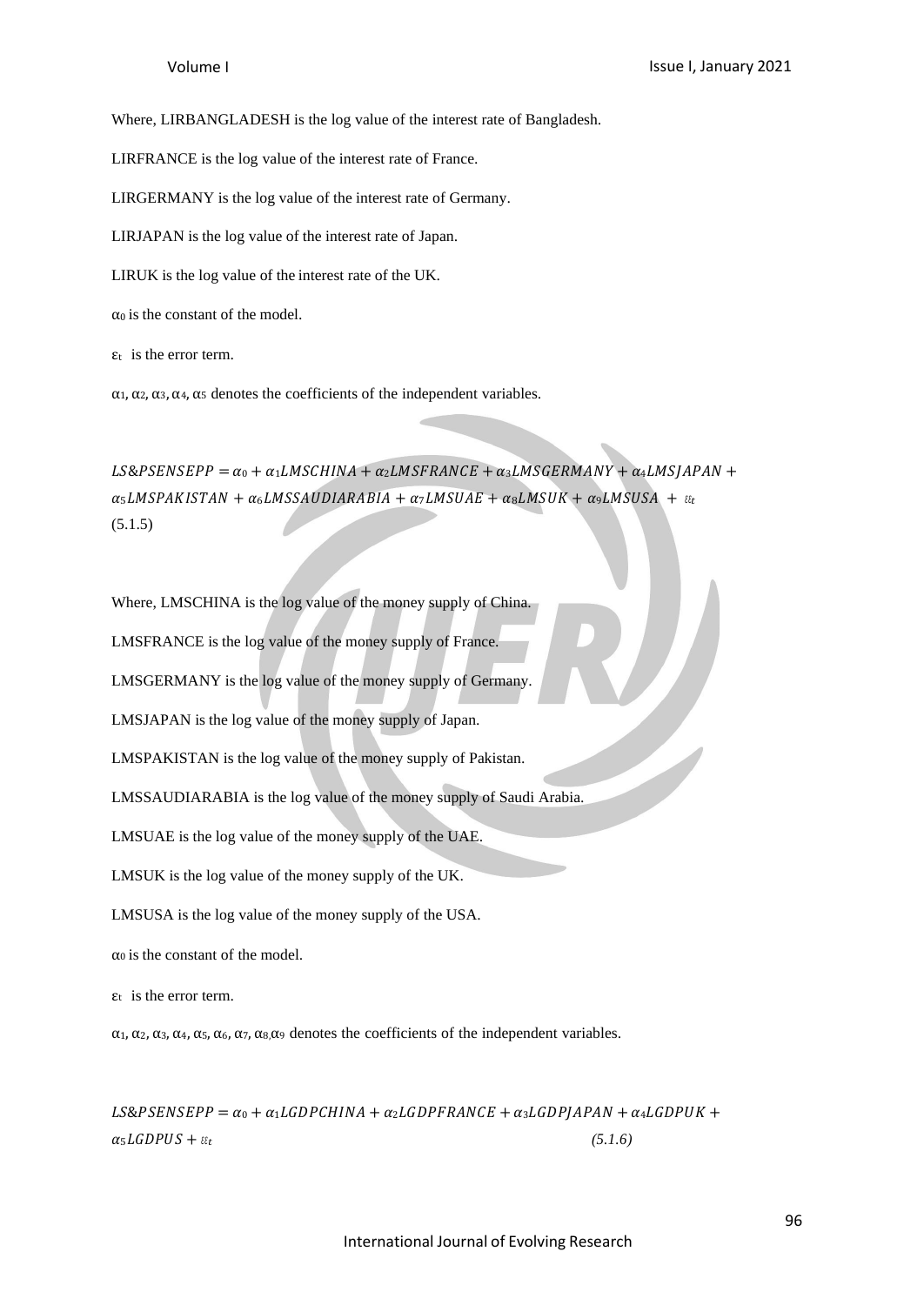Where, LIRBANGLADESH is the log value of the interest rate of Bangladesh.

LIRFRANCE is the log value of the interest rate of France.

LIRGERMANY is the log value of the interest rate of Germany.

LIRJAPAN is the log value of the interest rate of Japan.

LIRUK is the log value of the interest rate of the UK.

$\alpha_0$ is the constant of the model.

$\varepsilon_t$ is the error term.

$\alpha_1, \alpha_2, \alpha_3, \alpha_4, \alpha_5$ denotes the coefficients of the independent variables.

$$LS\&PSENSEPP = \alpha_0 + \alpha_1 LMSCHINA + \alpha_2 LMSFRANCE + \alpha_3 LMSGERMANY + \alpha_4 LMSJAPAN + \alpha_5 LMSPAKISTAN + \alpha_6 LMSSAUDIARABIA + \alpha_7 LMSUAE + \alpha_8 LMSUK + \alpha_9 LMSUSA + \varepsilon_t \quad (5.1.5)$$

Where, LMSCHINA is the log value of the money supply of China.

LMSFRANCE is the log value of the money supply of France.

LMSGERMANY is the log value of the money supply of Germany.

LMSJAPAN is the log value of the money supply of Japan.

LMSPAKISTAN is the log value of the money supply of Pakistan.

LMSSAUDIARABIA is the log value of the money supply of Saudi Arabia.

LMSUAE is the log value of the money supply of the UAE.

LMSUK is the log value of the money supply of the UK.

LMSUSA is the log value of the money supply of the USA.

$\alpha_0$ is the constant of the model.

$\varepsilon_t$ is the error term.

$\alpha_1, \alpha_2, \alpha_3, \alpha_4, \alpha_5, \alpha_6, \alpha_7, \alpha_8, \alpha_9$ denotes the coefficients of the independent variables.

$$LS\&PSENSEPP = \alpha_0 + \alpha_1 LGDPCHINA + \alpha_2 LGDPFRANCE + \alpha_3 LGDPJAPAN + \alpha_4 LGDPUK + \alpha_5 LGDPUS + \varepsilon_t \quad (5.1.6)$$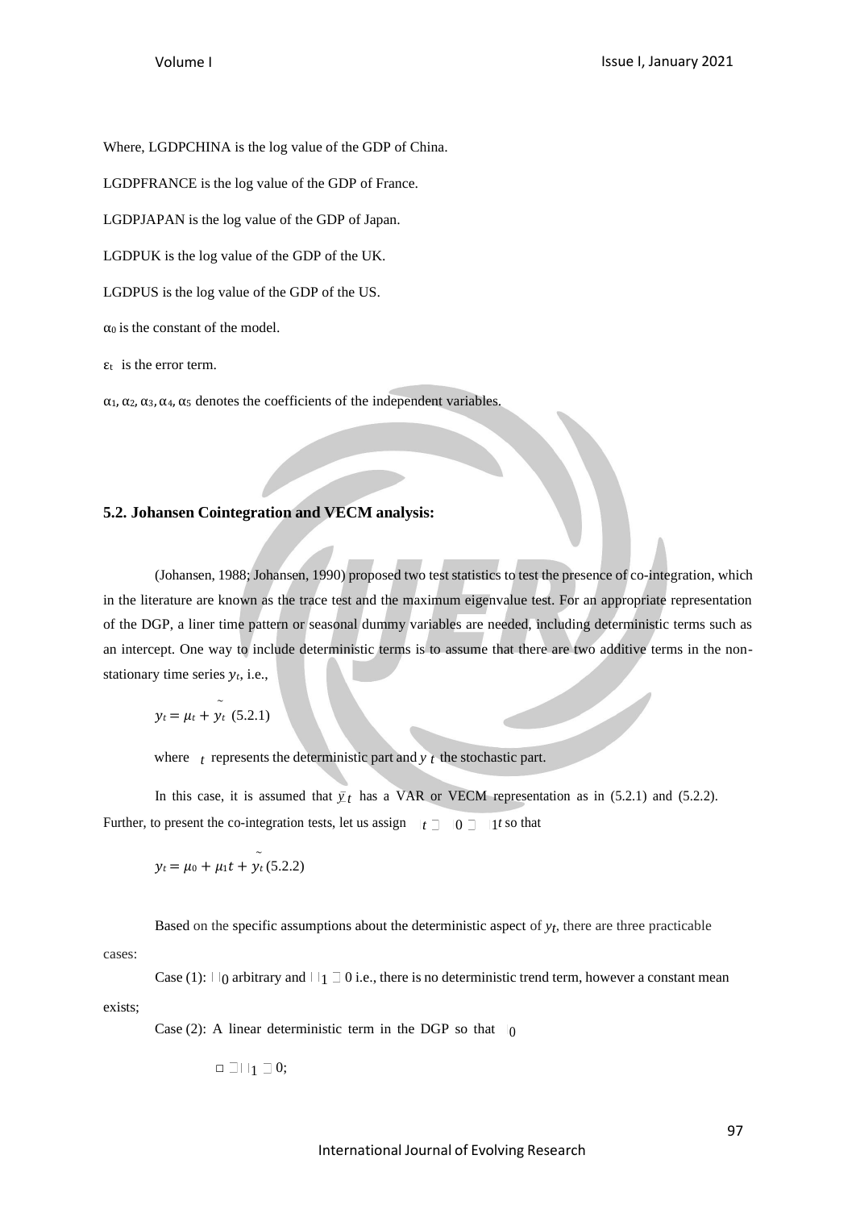Where, LGDPCHINA is the log value of the GDP of China.

LGDPFRANCE is the log value of the GDP of France.

LGDPJAPAN is the log value of the GDP of Japan.

LGDPUK is the log value of the GDP of the UK.

LGDPUS is the log value of the GDP of the US.

$\alpha_0$ is the constant of the model.

$\varepsilon_t$ is the error term.

$\alpha_1, \alpha_2, \alpha_3, \alpha_4, \alpha_5$ denotes the coefficients of the independent variables.

**5.2. Johansen Cointegration and VECM analysis:**

(Johansen, 1988; Johansen, 1990) proposed two test statistics to test the presence of co-integration, which in the literature are known as the trace test and the maximum eigenvalue test. For an appropriate representation of the DGP, a liner time pattern or seasonal dummy variables are needed, including deterministic terms such as an intercept. One way to include deterministic terms is to assume that there are two additive terms in the non-stationary time series $y_t$, i.e.,

$$y_t = \mu_t + \tilde{y}_t \quad (5.2.1)$$

where $\mu_t$ represents the deterministic part and $\tilde{y}_t$ the stochastic part.

In this case, it is assumed that $\tilde{y}_t$ has a VAR or VECM representation as in (5.2.1) and (5.2.2). Further, to present the co-integration tests, let us assign $\mu_t = \mu_0 + \mu_1 t$ so that

$$y_t = \mu_0 + \mu_1 t + \tilde{y}_t \quad (5.2.2)$$

Based on the specific assumptions about the deterministic aspect of $y_t$, there are three practicable cases:

Case (1): $\mu_0$ arbitrary and $\mu_1 = 0$ i.e., there is no deterministic trend term, however a constant mean exists;

Case (2): A linear deterministic term in the DGP so that $\mu_0$

$\neq \mu_1 \neq 0$;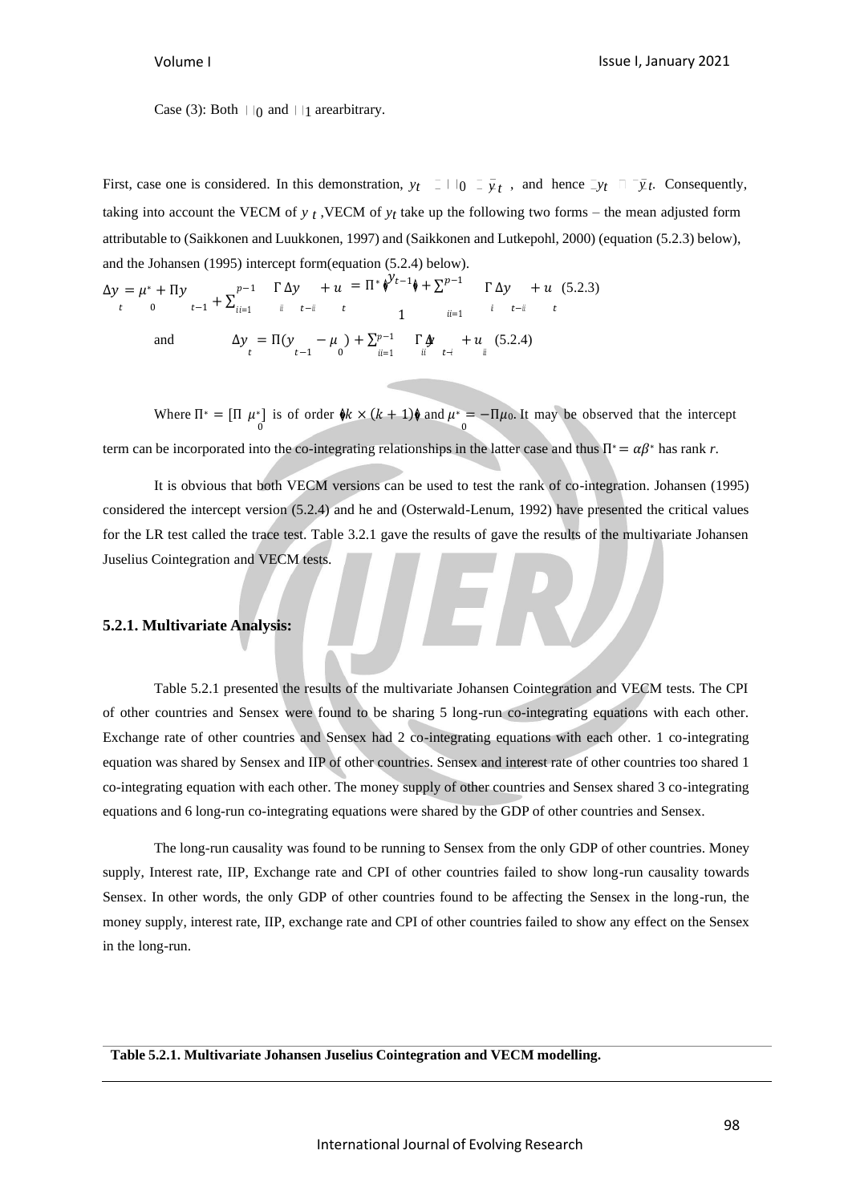Case (3): Both $\mu_0$ and $\mu_1$ arearbitrary.

First, case one is considered. In this demonstration, $y_t = \mu_0 + \bar{y}_t$ , and hence $\Delta y_t = \Delta \bar{y}_t$. Consequently, taking into account the VECM of $y_t$ ,VECM of $y_t$ take up the following two forms – the mean adjusted form attributable to (Saikkonen and Luukkonen, 1997) and (Saikkonen and Lutkepohl, 2000) (equation (5.2.3) below), and the Johansen (1995) intercept form(equation (5.2.4) below).

$$\Delta y_t = \mu_0^* + \Pi y_{t-1} + \sum_{i=1}^{p-1} \Gamma_i \Delta y_{t-i} + u_t = \Pi^* \begin{pmatrix} y_{t-1} \\ 1 \end{pmatrix} + \sum_{i=1}^{p-1} \Gamma_i \Delta y_{t-i} + u_t \quad (5.2.3)$$

and

$$\Delta y_t = \Pi(y_{t-1} - \mu_0) + \sum_{i=1}^{p-1} \Gamma_i \Delta y_{t-i} + u_i \quad (5.2.4)$$

Where $\Pi^* = [\Pi \ \mu_0^*]$ is of order $(k \times (k+1))$ and $\mu_0^* = -\Pi\mu_0$. It may be observed that the intercept term can be incorporated into the co-integrating relationships in the latter case and thus $\Pi^* = \alpha\beta^*$ has rank *r*.

It is obvious that both VECM versions can be used to test the rank of co-integration. Johansen (1995) considered the intercept version (5.2.4) and he and (Osterwald-Lenum, 1992) have presented the critical values for the LR test called the trace test. Table 3.2.1 gave the results of gave the results of the multivariate Johansen Juselius Cointegration and VECM tests.

### 5.2.1. Multivariate Analysis:

Table 5.2.1 presented the results of the multivariate Johansen Cointegration and VECM tests. The CPI of other countries and Sensex were found to be sharing 5 long-run co-integrating equations with each other. Exchange rate of other countries and Sensex had 2 co-integrating equations with each other. 1 co-integrating equation was shared by Sensex and IIP of other countries. Sensex and interest rate of other countries too shared 1 co-integrating equation with each other. The money supply of other countries and Sensex shared 3 co-integrating equations and 6 long-run co-integrating equations were shared by the GDP of other countries and Sensex.

The long-run causality was found to be running to Sensex from the only GDP of other countries. Money supply, Interest rate, IIP, Exchange rate and CPI of other countries failed to show long-run causality towards Sensex. In other words, the only GDP of other countries found to be affecting the Sensex in the long-run, the money supply, interest rate, IIP, exchange rate and CPI of other countries failed to show any effect on the Sensex in the long-run.

**Table 5.2.1. Multivariate Johansen Juselius Cointegration and VECM modelling.**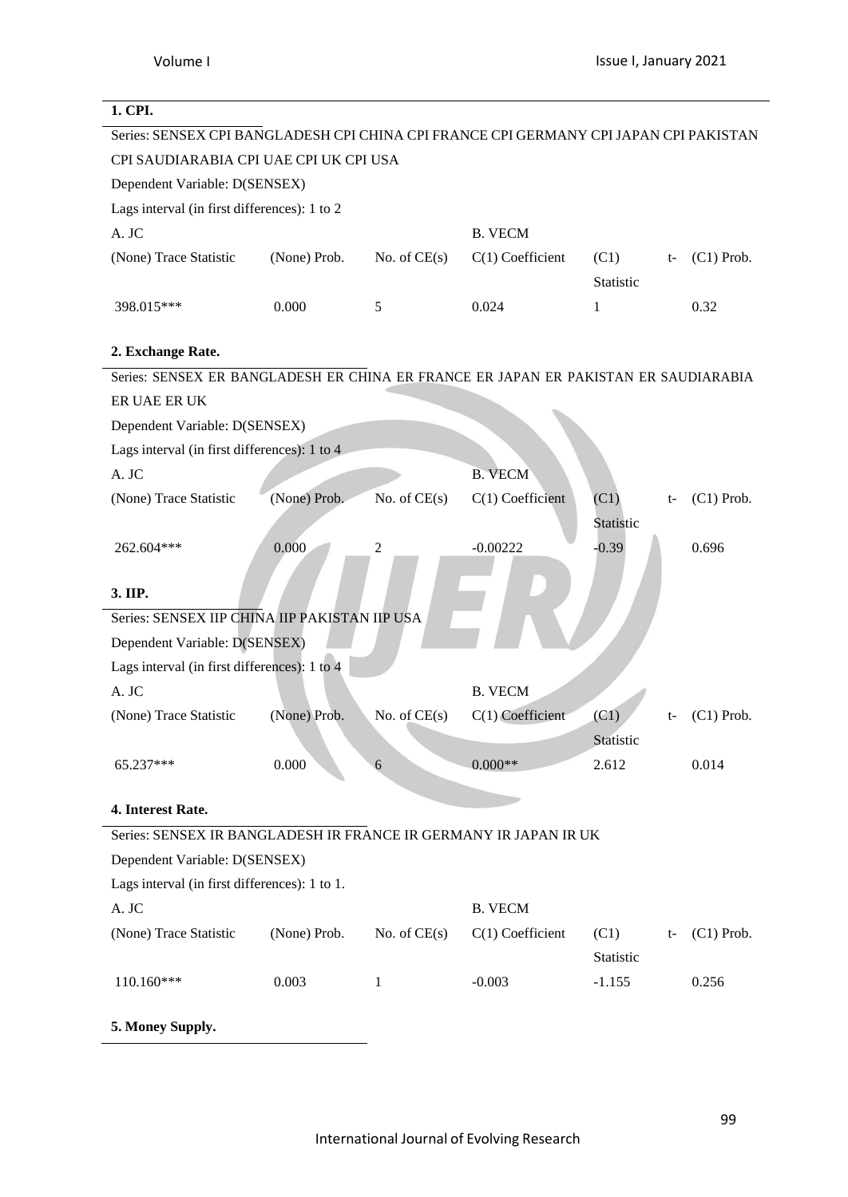**1. CPI.**

Series: SENSEX CPI BANGLADESH CPI CHINA CPI FRANCE CPI GERMANY CPI JAPAN CPI PAKISTAN CPI SAUDIARABIA CPI UAE CPI UK CPI USA

Dependent Variable: D(SENSEX)

Lags interval (in first differences): 1 to 2

| A. JC | | | B. VECM | | |
|---|---|---|---|---|---|
| (None) Trace Statistic | (None) Prob. | No. of CE(s) | C(1) Coefficient | (C1) t-Statistic | (C1) Prob. |
| 398.015*** | 0.000 | 5 | 0.024 | 1 | 0.32 |

**2. Exchange Rate.**

Series: SENSEX ER BANGLADESH ER CHINA ER FRANCE ER JAPAN ER PAKISTAN ER SAUDIARABIA ER UAE ER UK

Dependent Variable: D(SENSEX)

Lags interval (in first differences): 1 to 4

| A. JC | | | B. VECM | | |
|---|---|---|---|---|---|
| (None) Trace Statistic | (None) Prob. | No. of CE(s) | C(1) Coefficient | (C1) t-Statistic | (C1) Prob. |
| 262.604*** | 0.000 | 2 | -0.00222 | -0.39 | 0.696 |

**3. IIP.**

Series: SENSEX IIP CHINA IIP PAKISTAN IIP USA

Dependent Variable: D(SENSEX)

Lags interval (in first differences): 1 to 4

| A. JC | | | B. VECM | | |
|---|---|---|---|---|---|
| (None) Trace Statistic | (None) Prob. | No. of CE(s) | C(1) Coefficient | (C1) t-Statistic | (C1) Prob. |
| 65.237*** | 0.000 | 6 | 0.000** | 2.612 | 0.014 |

**4. Interest Rate.**

Series: SENSEX IR BANGLADESH IR FRANCE IR GERMANY IR JAPAN IR UK

Dependent Variable: D(SENSEX)

Lags interval (in first differences): 1 to 1.

| A. JC | | | B. VECM | | |
|---|---|---|---|---|---|
| (None) Trace Statistic | (None) Prob. | No. of CE(s) | C(1) Coefficient | (C1) t-Statistic | (C1) Prob. |
| 110.160*** | 0.003 | 1 | -0.003 | -1.155 | 0.256 |

**5. Money Supply.**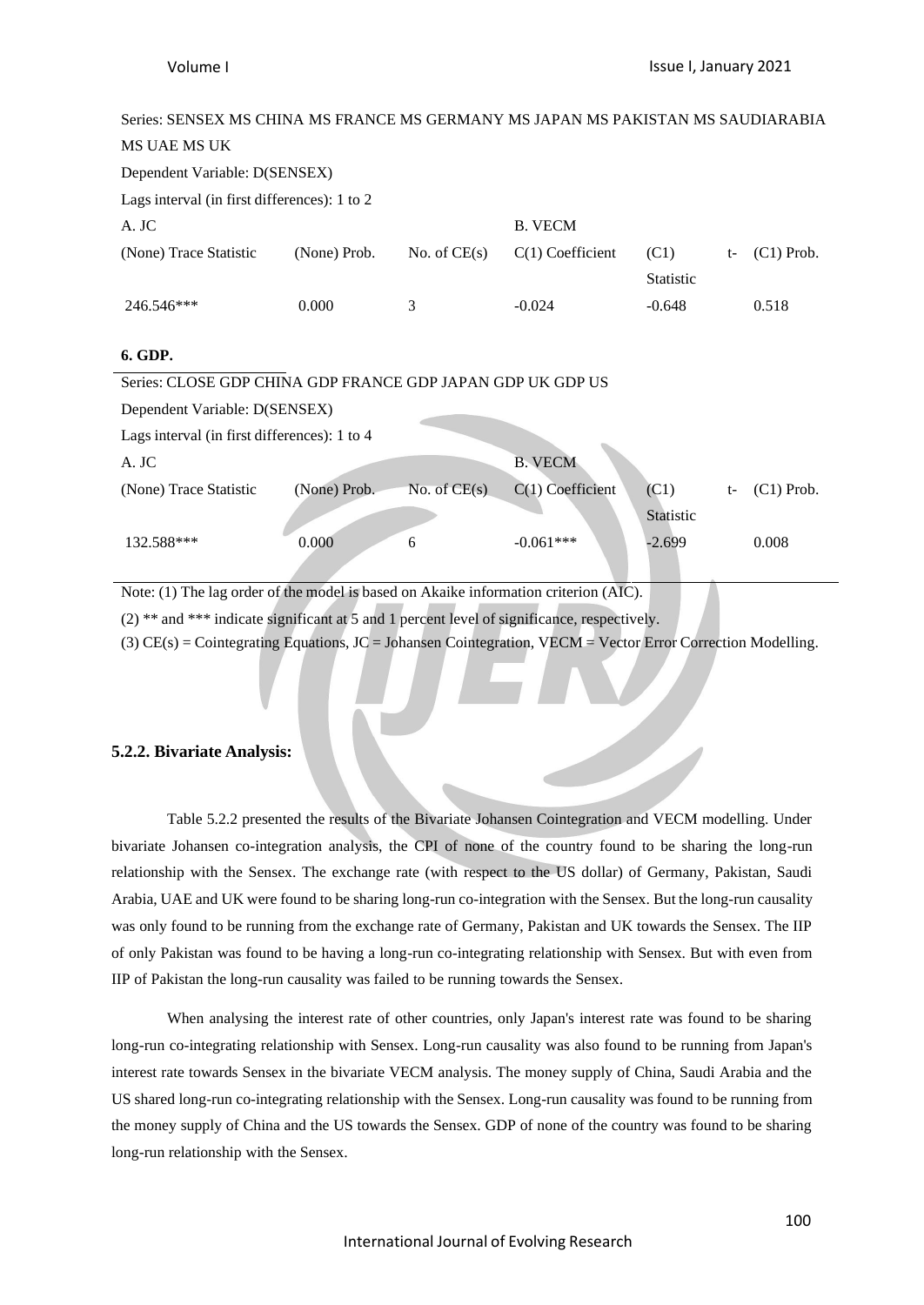Series: SENSEX MS CHINA MS FRANCE MS GERMANY MS JAPAN MS PAKISTAN MS SAUDIARABIA MS UAE MS UK

Dependent Variable: D(SENSEX)

Lags interval (in first differences): 1 to 2

| A. JC | | | B. VECM | | |
|---|---|---|---|---|---|
| (None) Trace Statistic | (None) Prob. | No. of CE(s) | C(1) Coefficient | (C1) t-Statistic | (C1) Prob. |
| 246.546*** | 0.000 | 3 | -0.024 | -0.648 | 0.518 |

**6. GDP.**

Series: CLOSE GDP CHINA GDP FRANCE GDP JAPAN GDP UK GDP US

Dependent Variable: D(SENSEX)

Lags interval (in first differences): 1 to 4

| A. JC | | | B. VECM | | |
|---|---|---|---|---|---|
| (None) Trace Statistic | (None) Prob. | No. of CE(s) | C(1) Coefficient | (C1) t-Statistic | (C1) Prob. |
| 132.588*** | 0.000 | 6 | -0.061*** | -2.699 | 0.008 |

Note: (1) The lag order of the model is based on Akaike information criterion (AIC).

(2) ** and *** indicate significant at 5 and 1 percent level of significance, respectively.

(3) CE(s) = Cointegrating Equations, JC = Johansen Cointegration, VECM = Vector Error Correction Modelling.

### 5.2.2. Bivariate Analysis:

Table 5.2.2 presented the results of the Bivariate Johansen Cointegration and VECM modelling. Under bivariate Johansen co-integration analysis, the CPI of none of the country found to be sharing the long-run relationship with the Sensex. The exchange rate (with respect to the US dollar) of Germany, Pakistan, Saudi Arabia, UAE and UK were found to be sharing long-run co-integration with the Sensex. But the long-run causality was only found to be running from the exchange rate of Germany, Pakistan and UK towards the Sensex. The IIP of only Pakistan was found to be having a long-run co-integrating relationship with Sensex. But with even from IIP of Pakistan the long-run causality was failed to be running towards the Sensex.

When analysing the interest rate of other countries, only Japan's interest rate was found to be sharing long-run co-integrating relationship with Sensex. Long-run causality was also found to be running from Japan's interest rate towards Sensex in the bivariate VECM analysis. The money supply of China, Saudi Arabia and the US shared long-run co-integrating relationship with the Sensex. Long-run causality was found to be running from the money supply of China and the US towards the Sensex. GDP of none of the country was found to be sharing long-run relationship with the Sensex.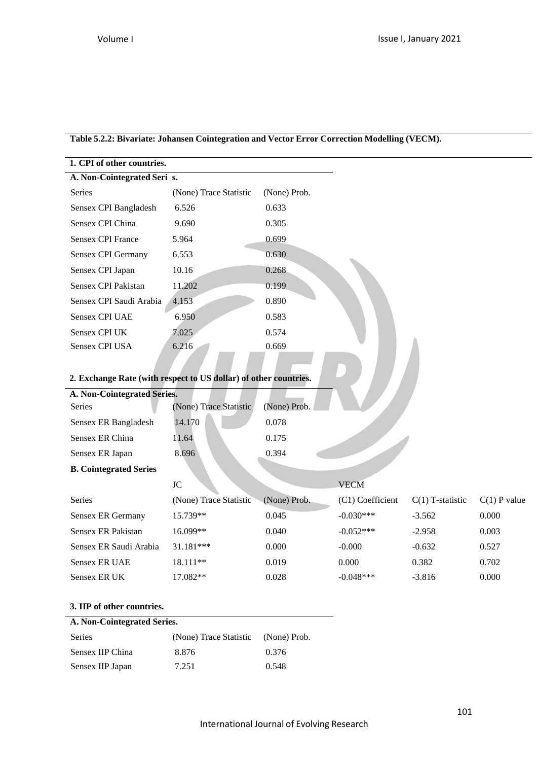**Table 5.2.2: Bivariate: Johansen Cointegration and Vector Error Correction Modelling (VECM).**

**1. CPI of other countries.**

**A. Non-Cointegrated Seri s.**

| Series | (None) Trace Statistic | (None) Prob. |
|---|---|---|
| Sensex CPI Bangladesh | 6.526 | 0.633 |
| Sensex CPI China | 9.690 | 0.305 |
| Sensex CPI France | 5.964 | 0.699 |
| Sensex CPI Germany | 6.553 | 0.630 |
| Sensex CPI Japan | 10.16 | 0.268 |
| Sensex CPI Pakistan | 11.202 | 0.199 |
| Sensex CPI Saudi Arabia | 4.153 | 0.890 |
| Sensex CPI UAE | 6.950 | 0.583 |
| Sensex CPI UK | 7.025 | 0.574 |
| Sensex CPI USA | 6.216 | 0.669 |

**2. Exchange Rate (with respect to US dollar) of other countries.**

**A. Non-Cointegrated Series.**

| Series | (None) Trace Statistic | (None) Prob. |
|---|---|---|
| Sensex ER Bangladesh | 14.170 | 0.078 |
| Sensex ER China | 11.64 | 0.175 |
| Sensex ER Japan | 8.696 | 0.394 |

**B. Cointegrated Series**

| | JC | | VECM | | |
|---|---|---|---|---|---|
| Series | (None) Trace Statistic | (None) Prob. | (C1) Coefficient | C(1) T-statistic | C(1) P value |
| Sensex ER Germany | 15.739** | 0.045 | -0.030*** | -3.562 | 0.000 |
| Sensex ER Pakistan | 16.099** | 0.040 | -0.052*** | -2.958 | 0.003 |
| Sensex ER Saudi Arabia | 31.181*** | 0.000 | -0.000 | -0.632 | 0.527 |
| Sensex ER UAE | 18.111** | 0.019 | 0.000 | 0.382 | 0.702 |
| Sensex ER UK | 17.082** | 0.028 | -0.048*** | -3.816 | 0.000 |

**3. IIP of other countries.**

**A. Non-Cointegrated Series.**

| Series | (None) Trace Statistic | (None) Prob. |
|---|---|---|
| Sensex IIP China | 8.876 | 0.376 |
| Sensex IIP Japan | 7.251 | 0.548 |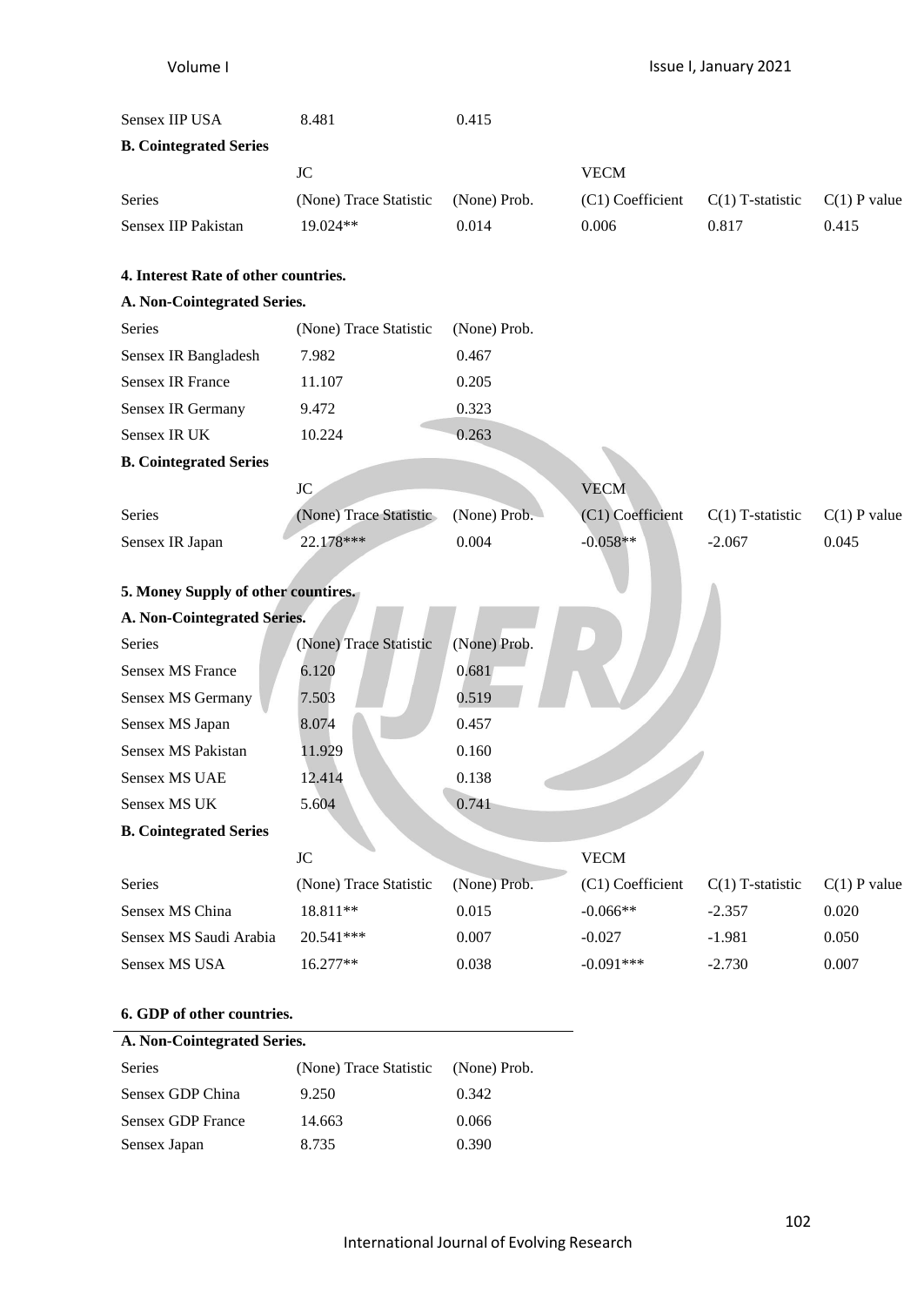| Sensex IIP USA | 8.481 | 0.415 |
|---|---|---|

**B. Cointegrated Series**

| | JC | | VECM | | |
|---|---|---|---|---|---|
| Series | (None) Trace Statistic | (None) Prob. | (C1) Coefficient | C(1) T-statistic | C(1) P value |
| Sensex IIP Pakistan | 19.024** | 0.014 | 0.006 | 0.817 | 0.415 |

**4. Interest Rate of other countries.**

**A. Non-Cointegrated Series.**

| Series | (None) Trace Statistic | (None) Prob. |
|---|---|---|
| Sensex IR Bangladesh | 7.982 | 0.467 |
| Sensex IR France | 11.107 | 0.205 |
| Sensex IR Germany | 9.472 | 0.323 |
| Sensex IR UK | 10.224 | 0.263 |

**B. Cointegrated Series**

| | JC | | VECM | | |
|---|---|---|---|---|---|
| Series | (None) Trace Statistic | (None) Prob. | (C1) Coefficient | C(1) T-statistic | C(1) P value |
| Sensex IR Japan | 22.178*** | 0.004 | -0.058** | -2.067 | 0.045 |

**5. Money Supply of other countires.**

**A. Non-Cointegrated Series.**

| Series | (None) Trace Statistic | (None) Prob. |
|---|---|---|
| Sensex MS France | 6.120 | 0.681 |
| Sensex MS Germany | 7.503 | 0.519 |
| Sensex MS Japan | 8.074 | 0.457 |
| Sensex MS Pakistan | 11.929 | 0.160 |
| Sensex MS UAE | 12.414 | 0.138 |
| Sensex MS UK | 5.604 | 0.741 |

**B. Cointegrated Series**

| | JC | | VECM | | |
|---|---|---|---|---|---|
| Series | (None) Trace Statistic | (None) Prob. | (C1) Coefficient | C(1) T-statistic | C(1) P value |
| Sensex MS China | 18.811** | 0.015 | -0.066** | -2.357 | 0.020 |
| Sensex MS Saudi Arabia | 20.541*** | 0.007 | -0.027 | -1.981 | 0.050 |
| Sensex MS USA | 16.277** | 0.038 | -0.091*** | -2.730 | 0.007 |

**6. GDP of other countries.**

**A. Non-Cointegrated Series.**

| Series | (None) Trace Statistic | (None) Prob. |
|---|---|---|
| Sensex GDP China | 9.250 | 0.342 |
| Sensex GDP France | 14.663 | 0.066 |
| Sensex Japan | 8.735 | 0.390 |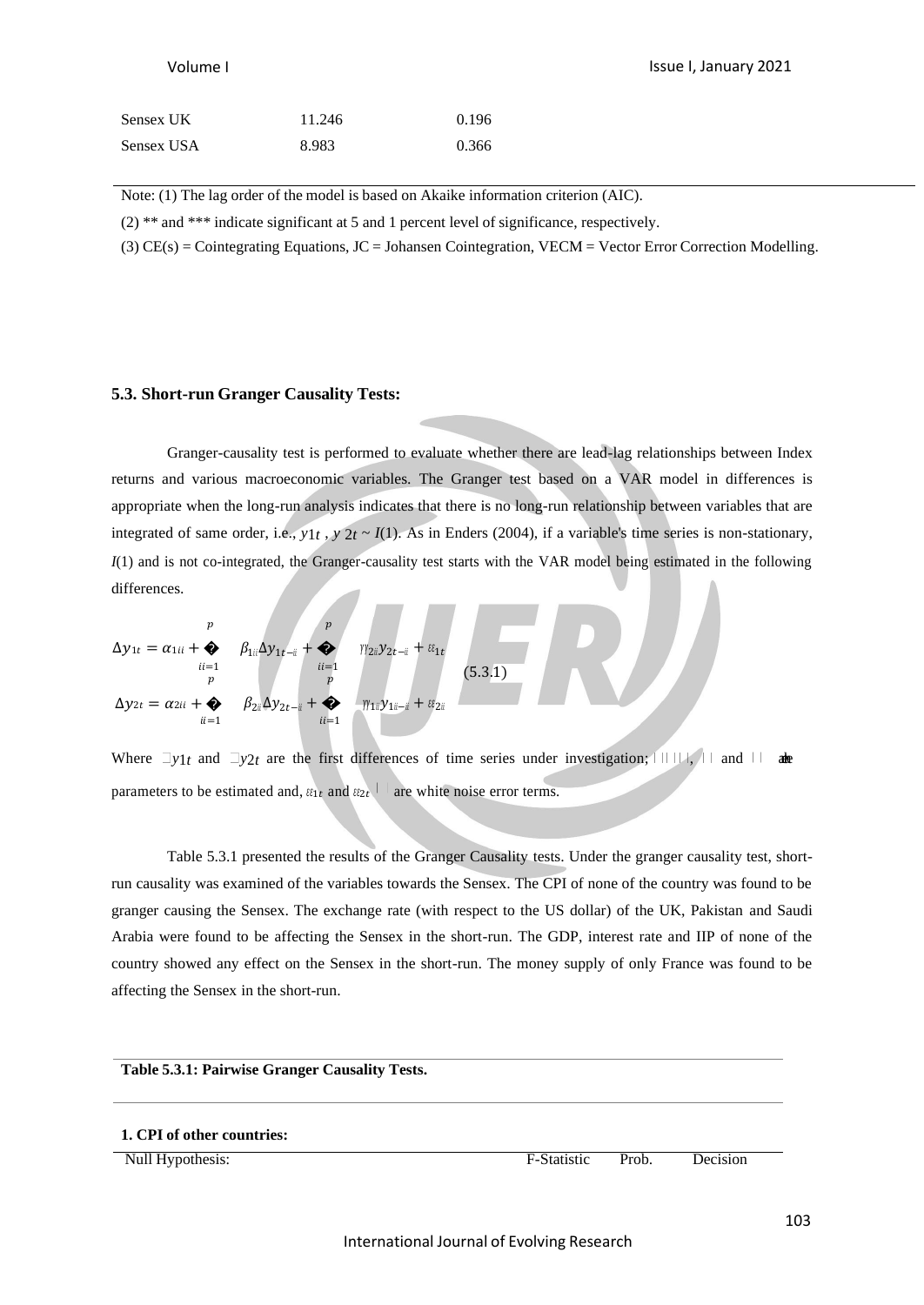| Sensex UK | 11.246 | 0.196 |
|---|---|---|
| Sensex USA | 8.983 | 0.366 |

Note: (1) The lag order of the model is based on Akaike information criterion (AIC).

(2) ** and *** indicate significant at 5 and 1 percent level of significance, respectively.

(3) CE(s) = Cointegrating Equations, JC = Johansen Cointegration, VECM = Vector Error Correction Modelling.

### 5.3. Short-run Granger Causality Tests:

Granger-causality test is performed to evaluate whether there are lead-lag relationships between Index returns and various macroeconomic variables. The Granger test based on a VAR model in differences is appropriate when the long-run analysis indicates that there is no long-run relationship between variables that are integrated of same order, i.e., $y_{1t}, y_{2t} \sim I(1)$. As in Enders (2004), if a variable's time series is non-stationary, $I(1)$ and is not co-integrated, the Granger-causality test starts with the VAR model being estimated in the following differences.

$$\Delta y_{1t} = \alpha_{1i} + \sum_{i=1}^{p} \beta_{1i} \Delta y_{1t-i} + \sum_{i=1}^{p} \gamma_{2i} y_{2t-i} + \varepsilon_{1t}$$
$$\Delta y_{2t} = \alpha_{2i} + \sum_{i=1}^{p} \beta_{2i} \Delta y_{2t-i} + \sum_{i=1}^{p} \gamma_{1i} y_{1i-i} + \varepsilon_{2i} \qquad (5.3.1)$$

Where $\Delta y_{1t}$ and $\Delta y_{2t}$ are the first differences of time series under investigation; $\alpha$, $\beta$ and $\gamma$ are parameters to be estimated and, $\varepsilon_{1t}$ and $\varepsilon_{2t}$ are white noise error terms.

Table 5.3.1 presented the results of the Granger Causality tests. Under the granger causality test, short-run causality was examined of the variables towards the Sensex. The CPI of none of the country was found to be granger causing the Sensex. The exchange rate (with respect to the US dollar) of the UK, Pakistan and Saudi Arabia were found to be affecting the Sensex in the short-run. The GDP, interest rate and IIP of none of the country showed any effect on the Sensex in the short-run. The money supply of only France was found to be affecting the Sensex in the short-run.

**Table 5.3.1: Pairwise Granger Causality Tests.**

**1. CPI of other countries:**

| Null Hypothesis: | F-Statistic | Prob. | Decision |
|---|---|---|---|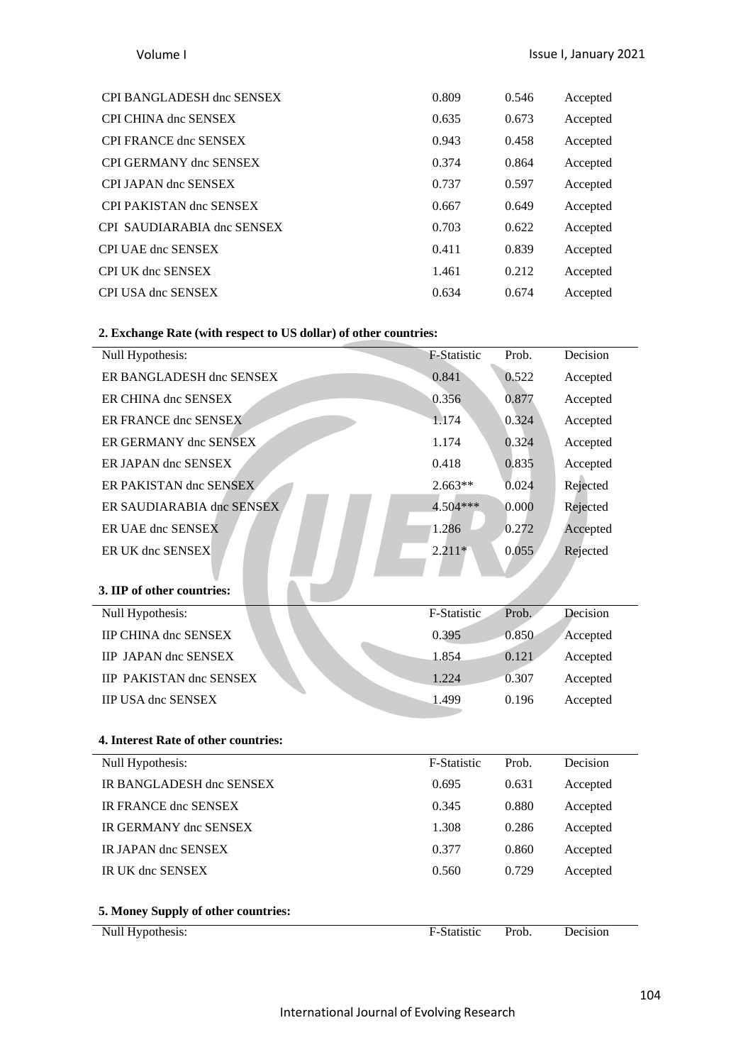| | | | |
|---|---|---|---|
| CPI BANGLADESH dnc SENSEX | 0.809 | 0.546 | Accepted |
| CPI CHINA dnc SENSEX | 0.635 | 0.673 | Accepted |
| CPI FRANCE dnc SENSEX | 0.943 | 0.458 | Accepted |
| CPI GERMANY dnc SENSEX | 0.374 | 0.864 | Accepted |
| CPI JAPAN dnc SENSEX | 0.737 | 0.597 | Accepted |
| CPI PAKISTAN dnc SENSEX | 0.667 | 0.649 | Accepted |
| CPI SAUDIARABIA dnc SENSEX | 0.703 | 0.622 | Accepted |
| CPI UAE dnc SENSEX | 0.411 | 0.839 | Accepted |
| CPI UK dnc SENSEX | 1.461 | 0.212 | Accepted |
| CPI USA dnc SENSEX | 0.634 | 0.674 | Accepted |

**2. Exchange Rate (with respect to US dollar) of other countries:**

| Null Hypothesis: | F-Statistic | Prob. | Decision |
|---|---|---|---|
| ER BANGLADESH dnc SENSEX | 0.841 | 0.522 | Accepted |
| ER CHINA dnc SENSEX | 0.356 | 0.877 | Accepted |
| ER FRANCE dnc SENSEX | 1.174 | 0.324 | Accepted |
| ER GERMANY dnc SENSEX | 1.174 | 0.324 | Accepted |
| ER JAPAN dnc SENSEX | 0.418 | 0.835 | Accepted |
| ER PAKISTAN dnc SENSEX | 2.663** | 0.024 | Rejected |
| ER SAUDIARABIA dnc SENSEX | 4.504*** | 0.000 | Rejected |
| ER UAE dnc SENSEX | 1.286 | 0.272 | Accepted |
| ER UK dnc SENSEX | 2.211* | 0.055 | Rejected |

**3. IIP of other countries:**

| Null Hypothesis: | F-Statistic | Prob. | Decision |
|---|---|---|---|
| IIP CHINA dnc SENSEX | 0.395 | 0.850 | Accepted |
| IIP JAPAN dnc SENSEX | 1.854 | 0.121 | Accepted |
| IIP PAKISTAN dnc SENSEX | 1.224 | 0.307 | Accepted |
| IIP USA dnc SENSEX | 1.499 | 0.196 | Accepted |

**4. Interest Rate of other countries:**

| Null Hypothesis: | F-Statistic | Prob. | Decision |
|---|---|---|---|
| IR BANGLADESH dnc SENSEX | 0.695 | 0.631 | Accepted |
| IR FRANCE dnc SENSEX | 0.345 | 0.880 | Accepted |
| IR GERMANY dnc SENSEX | 1.308 | 0.286 | Accepted |
| IR JAPAN dnc SENSEX | 0.377 | 0.860 | Accepted |
| IR UK dnc SENSEX | 0.560 | 0.729 | Accepted |

**5. Money Supply of other countries:**

| Null Hypothesis: | F-Statistic | Prob. | Decision |
|---|---|---|---|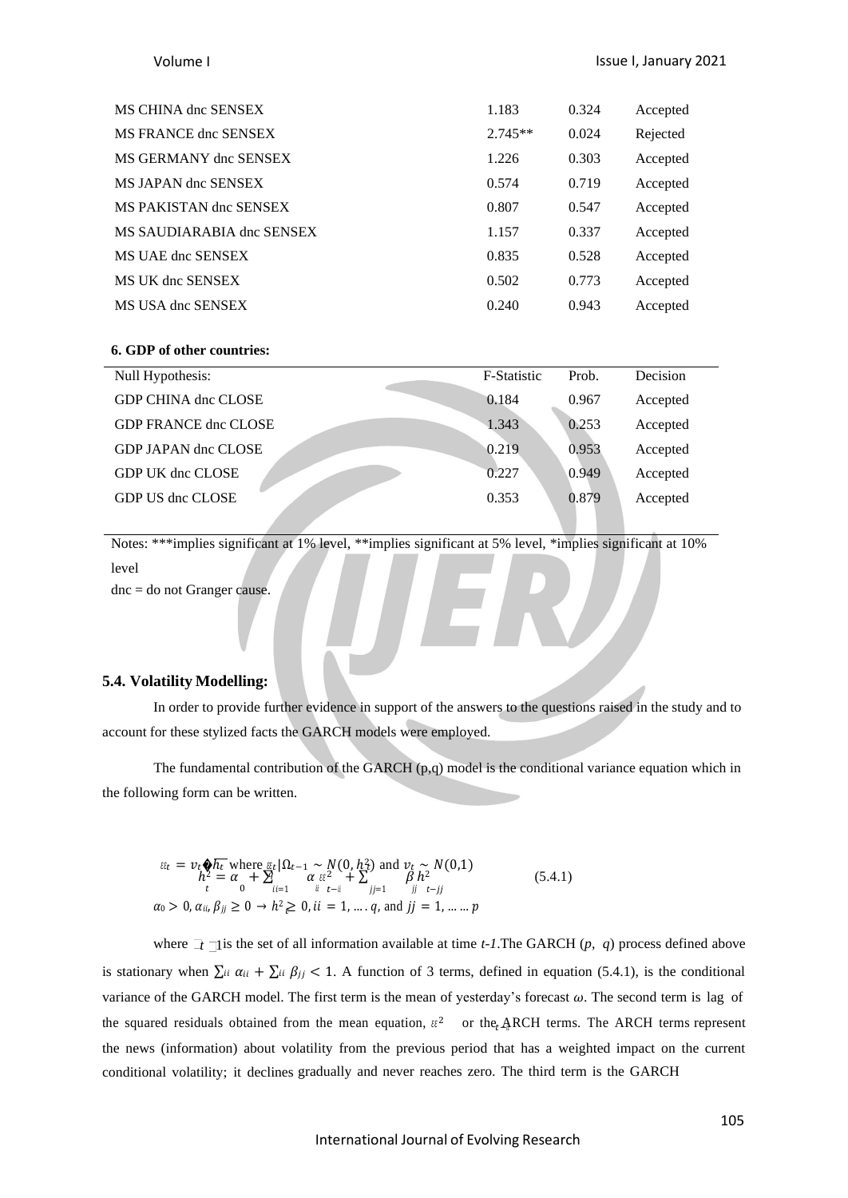| | | | |
|---|---|---|---|
| MS CHINA dnc SENSEX | 1.183 | 0.324 | Accepted |
| MS FRANCE dnc SENSEX | 2.745** | 0.024 | Rejected |
| MS GERMANY dnc SENSEX | 1.226 | 0.303 | Accepted |
| MS JAPAN dnc SENSEX | 0.574 | 0.719 | Accepted |
| MS PAKISTAN dnc SENSEX | 0.807 | 0.547 | Accepted |
| MS SAUDIARABIA dnc SENSEX | 1.157 | 0.337 | Accepted |
| MS UAE dnc SENSEX | 0.835 | 0.528 | Accepted |
| MS UK dnc SENSEX | 0.502 | 0.773 | Accepted |
| MS USA dnc SENSEX | 0.240 | 0.943 | Accepted |

**6. GDP of other countries:**

| Null Hypothesis: | F-Statistic | Prob. | Decision |
|---|---|---|---|
| GDP CHINA dnc CLOSE | 0.184 | 0.967 | Accepted |
| GDP FRANCE dnc CLOSE | 1.343 | 0.253 | Accepted |
| GDP JAPAN dnc CLOSE | 0.219 | 0.953 | Accepted |
| GDP UK dnc CLOSE | 0.227 | 0.949 | Accepted |
| GDP US dnc CLOSE | 0.353 | 0.879 | Accepted |

Notes: ***implies significant at 1% level, **implies significant at 5% level, *implies significant at 10% level

dnc = do not Granger cause.

### 5.4. Volatility Modelling:

In order to provide further evidence in support of the answers to the questions raised in the study and to account for these stylized facts the GARCH models were employed.

The fundamental contribution of the GARCH (p,q) model is the conditional variance equation which in the following form can be written.

$$\varepsilon_t = v_t\sqrt{h_t} \text{ where } \varepsilon_t|\Omega_{t-1} \sim N(0, h_t^2) \text{ and } v_t \sim N(0,1)$$
$$h_t^2 = \alpha_0 + \sum_{ii=1} \alpha_{ii}\varepsilon_{t-ii}^2 + \sum_{jj=1} \beta_{jj} h_{t-jj}^2 \qquad (5.4.1)$$
$$\alpha_0 > 0, \alpha_{ii}, \beta_{jj} \geq 0 \rightarrow h_t^2 \geq 0, ii = 1, \ldots q, \text{ and } jj = 1, \ldots \ldots p$$

where $\Omega_{t-1}$ is the set of all information available at time *t-1*. The GARCH (*p, q*) process defined above is stationary when $\sum_{ii} \alpha_{ii} + \sum_{ii} \beta_{jj} < 1$. A function of 3 terms, defined in equation (5.4.1), is the conditional variance of the GARCH model. The first term is the mean of yesterday's forecast $\omega$. The second term is lag of the squared residuals obtained from the mean equation, $\varepsilon_{t-ii}^2$ or the ARCH terms. The ARCH terms represent the news (information) about volatility from the previous period that has a weighted impact on the current conditional volatility; it declines gradually and never reaches zero. The third term is the GARCH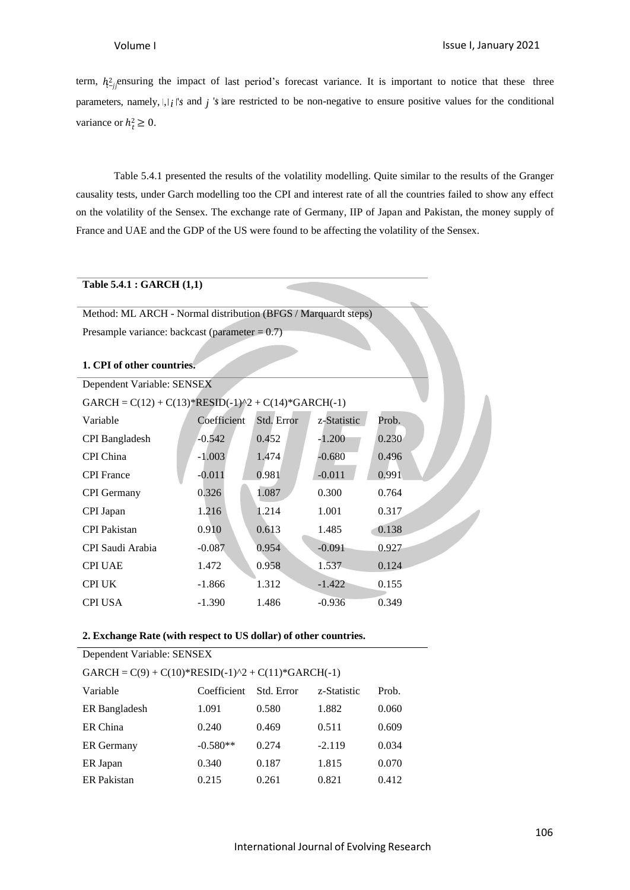term, $h^2_{t-jj}$ ensuring the impact of last period's forecast variance. It is important to notice that these three parameters, namely, $|,|i|$'s and $j$ 's are restricted to be non-negative to ensure positive values for the conditional variance or $h_t^2 \geq 0$.

Table 5.4.1 presented the results of the volatility modelling. Quite similar to the results of the Granger causality tests, under Garch modelling too the CPI and interest rate of all the countries failed to show any effect on the volatility of the Sensex. The exchange rate of Germany, IIP of Japan and Pakistan, the money supply of France and UAE and the GDP of the US were found to be affecting the volatility of the Sensex.

**Table 5.4.1 : GARCH (1,1)**

Method: ML ARCH - Normal distribution (BFGS / Marquardt steps)

Presample variance: backcast (parameter = 0.7)

**1. CPI of other countries.**

Dependent Variable: SENSEX

GARCH = C(12) + C(13)*RESID(-1)^2 + C(14)*GARCH(-1)

| Variable | Coefficient | Std. Error | z-Statistic | Prob. |
|---|---|---|---|---|
| CPI Bangladesh | -0.542 | 0.452 | -1.200 | 0.230 |
| CPI China | -1.003 | 1.474 | -0.680 | 0.496 |
| CPI France | -0.011 | 0.981 | -0.011 | 0.991 |
| CPI Germany | 0.326 | 1.087 | 0.300 | 0.764 |
| CPI Japan | 1.216 | 1.214 | 1.001 | 0.317 |
| CPI Pakistan | 0.910 | 0.613 | 1.485 | 0.138 |
| CPI Saudi Arabia | -0.087 | 0.954 | -0.091 | 0.927 |
| CPI UAE | 1.472 | 0.958 | 1.537 | 0.124 |
| CPI UK | -1.866 | 1.312 | -1.422 | 0.155 |
| CPI USA | -1.390 | 1.486 | -0.936 | 0.349 |

**2. Exchange Rate (with respect to US dollar) of other countries.**

Dependent Variable: SENSEX

GARCH = C(9) + C(10)*RESID(-1)^2 + C(11)*GARCH(-1)

| Variable | Coefficient | Std. Error | z-Statistic | Prob. |
|---|---|---|---|---|
| ER Bangladesh | 1.091 | 0.580 | 1.882 | 0.060 |
| ER China | 0.240 | 0.469 | 0.511 | 0.609 |
| ER Germany | -0.580** | 0.274 | -2.119 | 0.034 |
| ER Japan | 0.340 | 0.187 | 1.815 | 0.070 |
| ER Pakistan | 0.215 | 0.261 | 0.821 | 0.412 |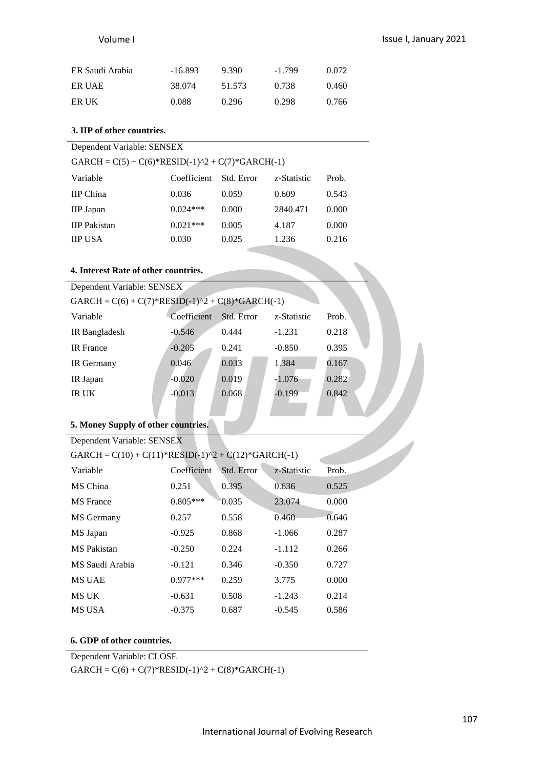| ER Saudi Arabia | -16.893 | 9.390 | -1.799 | 0.072 |
|---|---|---|---|---|
| ER UAE | 38.074 | 51.573 | 0.738 | 0.460 |
| ER UK | 0.088 | 0.296 | 0.298 | 0.766 |

**3. IIP of other countries.**

Dependent Variable: SENSEX

GARCH = C(5) + C(6)*RESID(-1)^2 + C(7)*GARCH(-1)

| Variable | Coefficient | Std. Error | z-Statistic | Prob. |
|---|---|---|---|---|
| IIP China | 0.036 | 0.059 | 0.609 | 0.543 |
| IIP Japan | 0.024*** | 0.000 | 2840.471 | 0.000 |
| IIP Pakistan | 0.021*** | 0.005 | 4.187 | 0.000 |
| IIP USA | 0.030 | 0.025 | 1.236 | 0.216 |

**4. Interest Rate of other countries.**

Dependent Variable: SENSEX

GARCH = C(6) + C(7)*RESID(-1)^2 + C(8)*GARCH(-1)

| Variable | Coefficient | Std. Error | z-Statistic | Prob. |
|---|---|---|---|---|
| IR Bangladesh | -0.546 | 0.444 | -1.231 | 0.218 |
| IR France | -0.205 | 0.241 | -0.850 | 0.395 |
| IR Germany | 0.046 | 0.033 | 1.384 | 0.167 |
| IR Japan | -0.020 | 0.019 | -1.076 | 0.282 |
| IR UK | -0.013 | 0.068 | -0.199 | 0.842 |

**5. Money Supply of other countries.**

Dependent Variable: SENSEX

GARCH = C(10) + C(11)*RESID(-1)^2 + C(12)*GARCH(-1)

| Variable | Coefficient | Std. Error | z-Statistic | Prob. |
|---|---|---|---|---|
| MS China | 0.251 | 0.395 | 0.636 | 0.525 |
| MS France | 0.805*** | 0.035 | 23.074 | 0.000 |
| MS Germany | 0.257 | 0.558 | 0.460 | 0.646 |
| MS Japan | -0.925 | 0.868 | -1.066 | 0.287 |
| MS Pakistan | -0.250 | 0.224 | -1.112 | 0.266 |
| MS Saudi Arabia | -0.121 | 0.346 | -0.350 | 0.727 |
| MS UAE | 0.977*** | 0.259 | 3.775 | 0.000 |
| MS UK | -0.631 | 0.508 | -1.243 | 0.214 |
| MS USA | -0.375 | 0.687 | -0.545 | 0.586 |

**6. GDP of other countries.**

Dependent Variable: CLOSE

GARCH = C(6) + C(7)*RESID(-1)^2 + C(8)*GARCH(-1)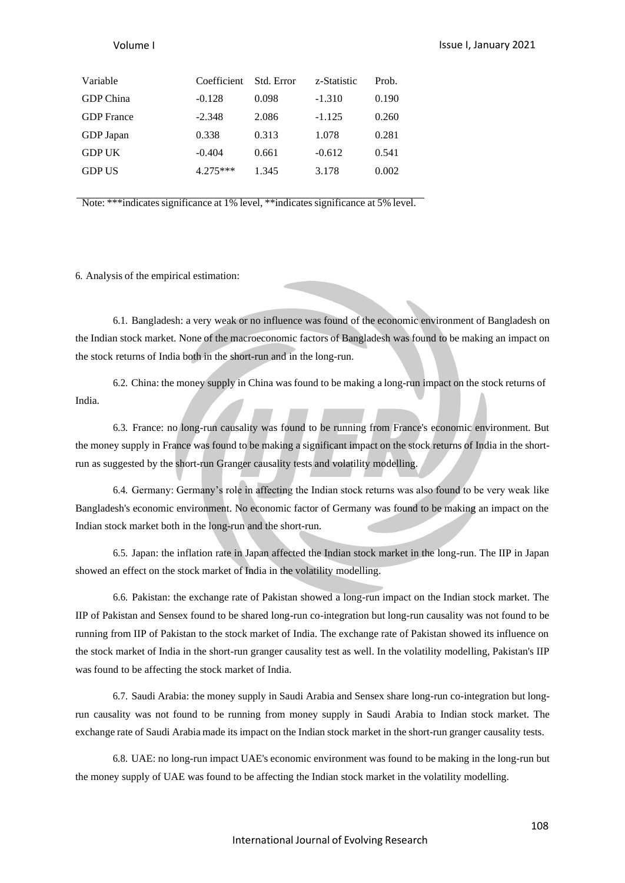| Variable | Coefficient | Std. Error | z-Statistic | Prob. |
|---|---|---|---|---|
| GDP China | -0.128 | 0.098 | -1.310 | 0.190 |
| GDP France | -2.348 | 2.086 | -1.125 | 0.260 |
| GDP Japan | 0.338 | 0.313 | 1.078 | 0.281 |
| GDP UK | -0.404 | 0.661 | -0.612 | 0.541 |
| GDP US | 4.275*** | 1.345 | 3.178 | 0.002 |

Note: ***indicates significance at 1% level, **indicates significance at 5% level.

6. Analysis of the empirical estimation:

6.1. Bangladesh: a very weak or no influence was found of the economic environment of Bangladesh on the Indian stock market. None of the macroeconomic factors of Bangladesh was found to be making an impact on the stock returns of India both in the short-run and in the long-run.

6.2. China: the money supply in China was found to be making a long-run impact on the stock returns of India.

6.3. France: no long-run causality was found to be running from France's economic environment. But the money supply in France was found to be making a significant impact on the stock returns of India in the short-run as suggested by the short-run Granger causality tests and volatility modelling.

6.4. Germany: Germany's role in affecting the Indian stock returns was also found to be very weak like Bangladesh's economic environment. No economic factor of Germany was found to be making an impact on the Indian stock market both in the long-run and the short-run.

6.5. Japan: the inflation rate in Japan affected the Indian stock market in the long-run. The IIP in Japan showed an effect on the stock market of India in the volatility modelling.

6.6. Pakistan: the exchange rate of Pakistan showed a long-run impact on the Indian stock market. The IIP of Pakistan and Sensex found to be shared long-run co-integration but long-run causality was not found to be running from IIP of Pakistan to the stock market of India. The exchange rate of Pakistan showed its influence on the stock market of India in the short-run granger causality test as well. In the volatility modelling, Pakistan's IIP was found to be affecting the stock market of India.

6.7. Saudi Arabia: the money supply in Saudi Arabia and Sensex share long-run co-integration but long-run causality was not found to be running from money supply in Saudi Arabia to Indian stock market. The exchange rate of Saudi Arabia made its impact on the Indian stock market in the short-run granger causality tests.

6.8. UAE: no long-run impact UAE's economic environment was found to be making in the long-run but the money supply of UAE was found to be affecting the Indian stock market in the volatility modelling.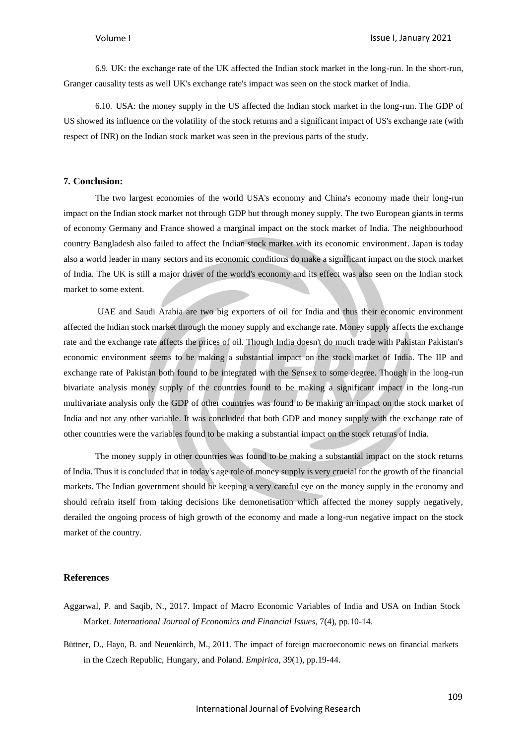6.9. UK: the exchange rate of the UK affected the Indian stock market in the long-run. In the short-run, Granger causality tests as well UK's exchange rate's impact was seen on the stock market of India.

6.10. USA: the money supply in the US affected the Indian stock market in the long-run. The GDP of US showed its influence on the volatility of the stock returns and a significant impact of US's exchange rate (with respect of INR) on the Indian stock market was seen in the previous parts of the study.

### 7. Conclusion:

The two largest economies of the world USA's economy and China's economy made their long-run impact on the Indian stock market not through GDP but through money supply. The two European giants in terms of economy Germany and France showed a marginal impact on the stock market of India. The neighbourhood country Bangladesh also failed to affect the Indian stock market with its economic environment. Japan is today also a world leader in many sectors and its economic conditions do make a significant impact on the stock market of India. The UK is still a major driver of the world's economy and its effect was also seen on the Indian stock market to some extent.

UAE and Saudi Arabia are two big exporters of oil for India and thus their economic environment affected the Indian stock market through the money supply and exchange rate. Money supply affects the exchange rate and the exchange rate affects the prices of oil. Though India doesn't do much trade with Pakistan Pakistan's economic environment seems to be making a substantial impact on the stock market of India. The IIP and exchange rate of Pakistan both found to be integrated with the Sensex to some degree. Though in the long-run bivariate analysis money supply of the countries found to be making a significant impact in the long-run multivariate analysis only the GDP of other countries was found to be making an impact on the stock market of India and not any other variable. It was concluded that both GDP and money supply with the exchange rate of other countries were the variables found to be making a substantial impact on the stock returns of India.

The money supply in other countries was found to be making a substantial impact on the stock returns of India. Thus it is concluded that in today's age role of money supply is very crucial for the growth of the financial markets. The Indian government should be keeping a very careful eye on the money supply in the economy and should refrain itself from taking decisions like demonetisation which affected the money supply negatively, derailed the ongoing process of high growth of the economy and made a long-run negative impact on the stock market of the country.

### References

Aggarwal, P. and Saqib, N., 2017. Impact of Macro Economic Variables of India and USA on Indian Stock Market. *International Journal of Economics and Financial Issues*, 7(4), pp.10-14.

Büttner, D., Hayo, B. and Neuenkirch, M., 2011. The impact of foreign macroeconomic news on financial markets in the Czech Republic, Hungary, and Poland. *Empirica*, 39(1), pp.19-44.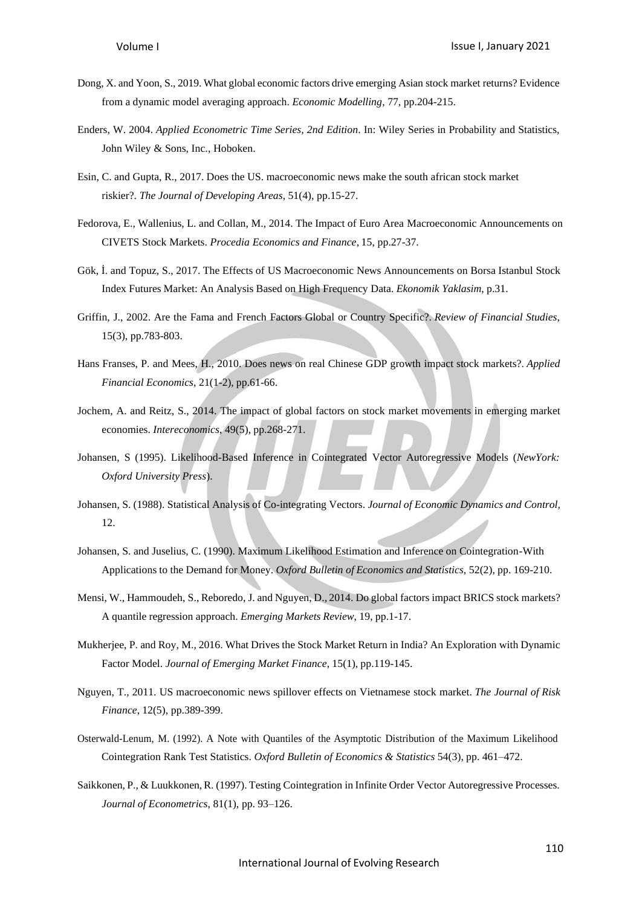Dong, X. and Yoon, S., 2019. What global economic factors drive emerging Asian stock market returns? Evidence from a dynamic model averaging approach. *Economic Modelling*, 77, pp.204-215.

Enders, W. 2004. *Applied Econometric Time Series, 2nd Edition*. In: Wiley Series in Probability and Statistics, John Wiley & Sons, Inc., Hoboken.

Esin, C. and Gupta, R., 2017. Does the US. macroeconomic news make the south african stock market riskier?. *The Journal of Developing Areas*, 51(4), pp.15-27.

Fedorova, E., Wallenius, L. and Collan, M., 2014. The Impact of Euro Area Macroeconomic Announcements on CIVETS Stock Markets. *Procedia Economics and Finance*, 15, pp.27-37.

Gök, İ. and Topuz, S., 2017. The Effects of US Macroeconomic News Announcements on Borsa Istanbul Stock Index Futures Market: An Analysis Based on High Frequency Data. *Ekonomik Yaklasim*, p.31.

Griffin, J., 2002. Are the Fama and French Factors Global or Country Specific?. *Review of Financial Studies*, 15(3), pp.783-803.

Hans Franses, P. and Mees, H., 2010. Does news on real Chinese GDP growth impact stock markets?. *Applied Financial Economics*, 21(1-2), pp.61-66.

Jochem, A. and Reitz, S., 2014. The impact of global factors on stock market movements in emerging market economies. *Intereconomics*, 49(5), pp.268-271.

Johansen, S (1995). Likelihood-Based Inference in Cointegrated Vector Autoregressive Models (*NewYork: Oxford University Press*).

Johansen, S. (1988). Statistical Analysis of Co-integrating Vectors. *Journal of Economic Dynamics and Control*, 12.

Johansen, S. and Juselius, C. (1990). Maximum Likelihood Estimation and Inference on Cointegration-With Applications to the Demand for Money. *Oxford Bulletin of Economics and Statistics*, 52(2), pp. 169-210.

Mensi, W., Hammoudeh, S., Reboredo, J. and Nguyen, D., 2014. Do global factors impact BRICS stock markets? A quantile regression approach. *Emerging Markets Review*, 19, pp.1-17.

Mukherjee, P. and Roy, M., 2016. What Drives the Stock Market Return in India? An Exploration with Dynamic Factor Model. *Journal of Emerging Market Finance*, 15(1), pp.119-145.

Nguyen, T., 2011. US macroeconomic news spillover effects on Vietnamese stock market. *The Journal of Risk Finance*, 12(5), pp.389-399.

Osterwald-Lenum, M. (1992). A Note with Quantiles of the Asymptotic Distribution of the Maximum Likelihood Cointegration Rank Test Statistics. *Oxford Bulletin of Economics & Statistics* 54(3), pp. 461–472.

Saikkonen, P., & Luukkonen, R. (1997). Testing Cointegration in Infinite Order Vector Autoregressive Processes. *Journal of Econometrics*, 81(1), pp. 93–126.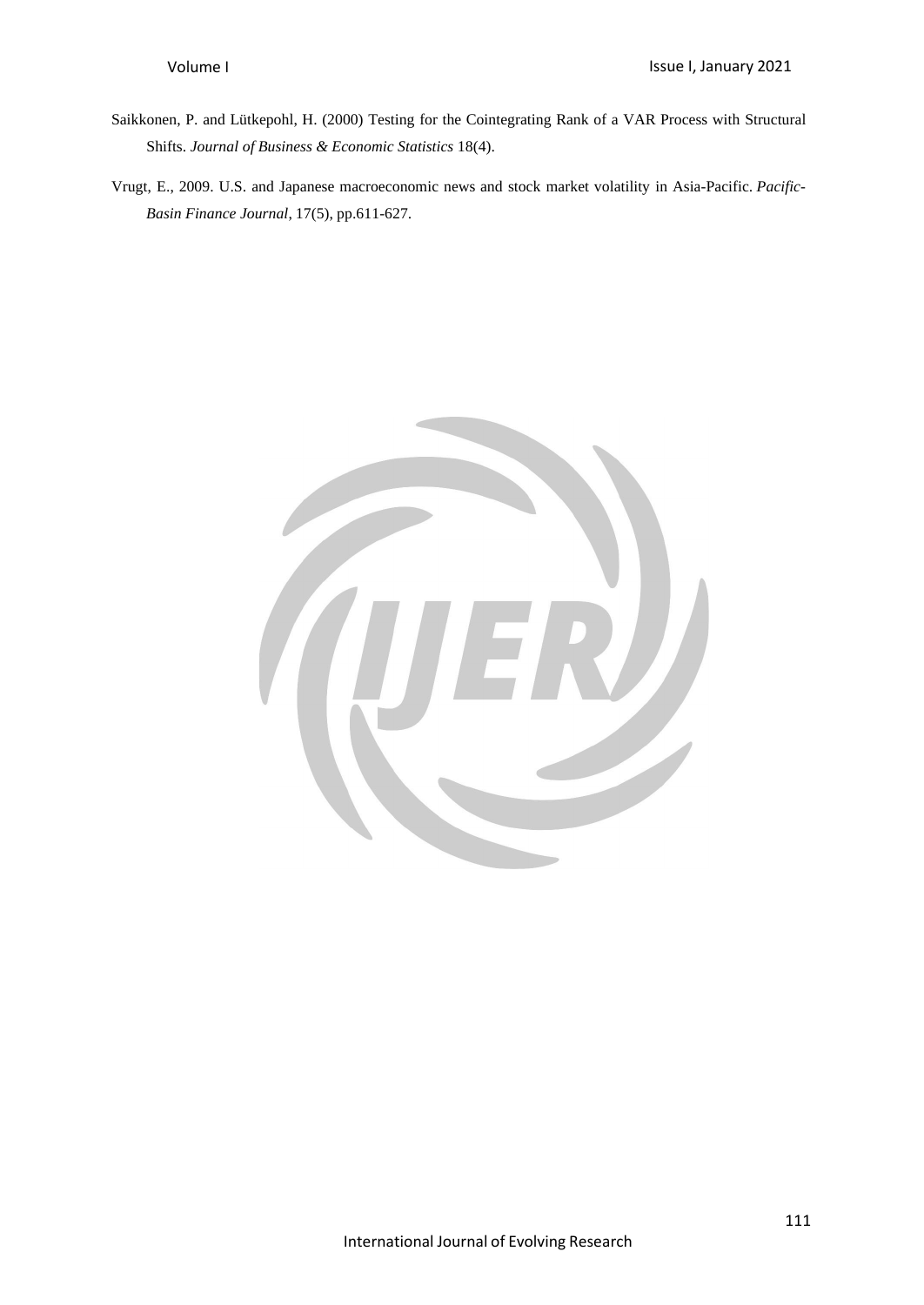Saikkonen, P. and Lütkepohl, H. (2000) Testing for the Cointegrating Rank of a VAR Process with Structural Shifts. *Journal of Business & Economic Statistics* 18(4).

Vrugt, E., 2009. U.S. and Japanese macroeconomic news and stock market volatility in Asia-Pacific. *Pacific-Basin Finance Journal*, 17(5), pp.611-627.